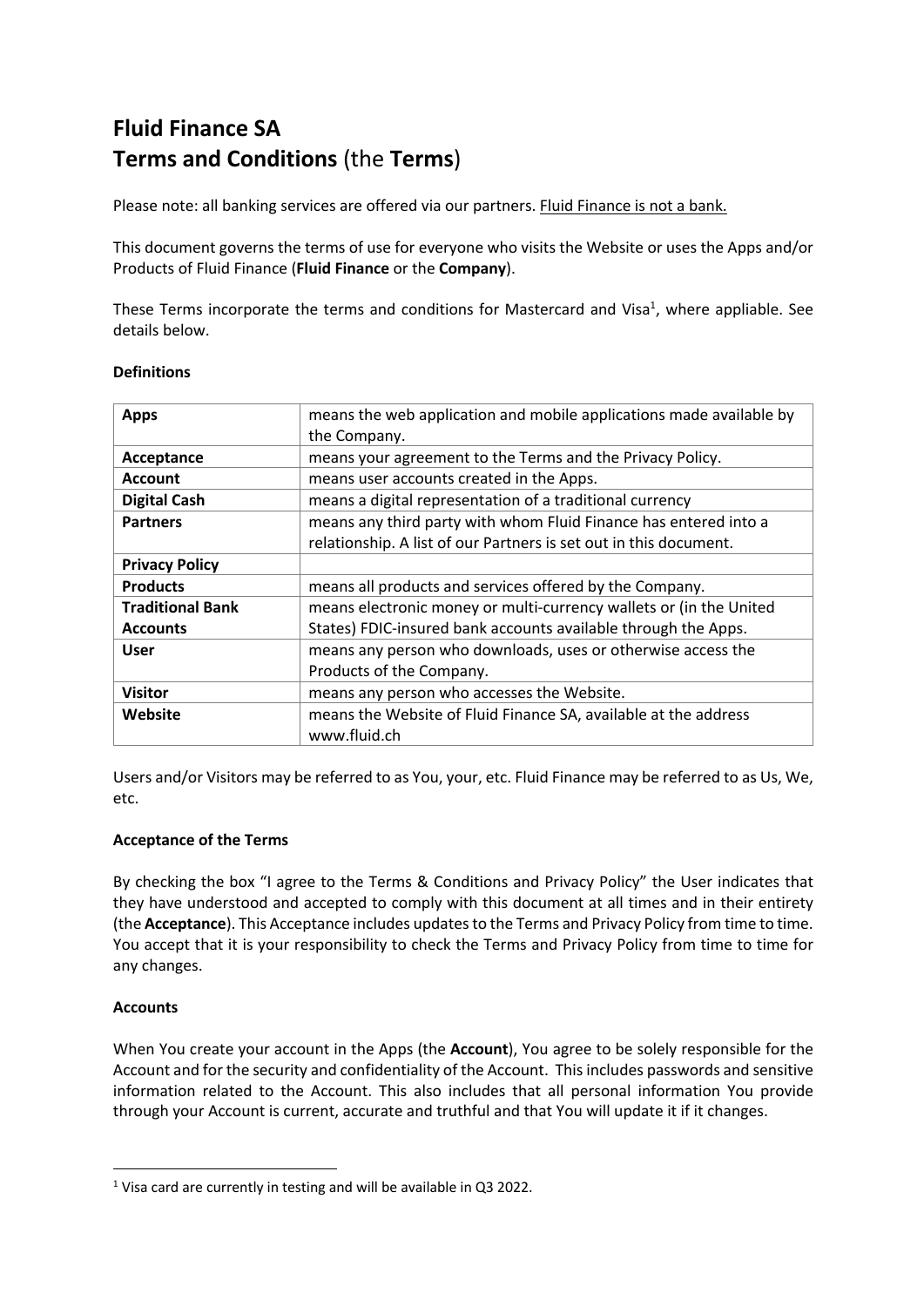# Fluid Finance SA
# Terms and Conditions (the Terms)

Please note: all banking services are offered via our partners. Fluid Finance is not a bank.

This document governs the terms of use for everyone who visits the Website or uses the Apps and/or Products of Fluid Finance (**Fluid Finance** or the **Company**).

These Terms incorporate the terms and conditions for Mastercard and Visa[1], where appliable. See details below.

**Definitions**

| | |
|---|---|
| **Apps** | means the web application and mobile applications made available by the Company. |
| **Acceptance** | means your agreement to the Terms and the Privacy Policy. |
| **Account** | means user accounts created in the Apps. |
| **Digital Cash** | means a digital representation of a traditional currency |
| **Partners** | means any third party with whom Fluid Finance has entered into a relationship. A list of our Partners is set out in this document. |
| **Privacy Policy** | |
| **Products** | means all products and services offered by the Company. |
| **Traditional Bank Accounts** | means electronic money or multi-currency wallets or (in the United States) FDIC-insured bank accounts available through the Apps. |
| **User** | means any person who downloads, uses or otherwise access the Products of the Company. |
| **Visitor** | means any person who accesses the Website. |
| **Website** | means the Website of Fluid Finance SA, available at the address www.fluid.ch |

Users and/or Visitors may be referred to as You, your, etc. Fluid Finance may be referred to as Us, We, etc.

**Acceptance of the Terms**

By checking the box "I agree to the Terms & Conditions and Privacy Policy" the User indicates that they have understood and accepted to comply with this document at all times and in their entirety (the **Acceptance**). This Acceptance includes updates to the Terms and Privacy Policy from time to time. You accept that it is your responsibility to check the Terms and Privacy Policy from time to time for any changes.

**Accounts**

When You create your account in the Apps (the **Account**), You agree to be solely responsible for the Account and for the security and confidentiality of the Account. This includes passwords and sensitive information related to the Account. This also includes that all personal information You provide through your Account is current, accurate and truthful and that You will update it if it changes.

[1] Visa card are currently in testing and will be available in Q3 2022.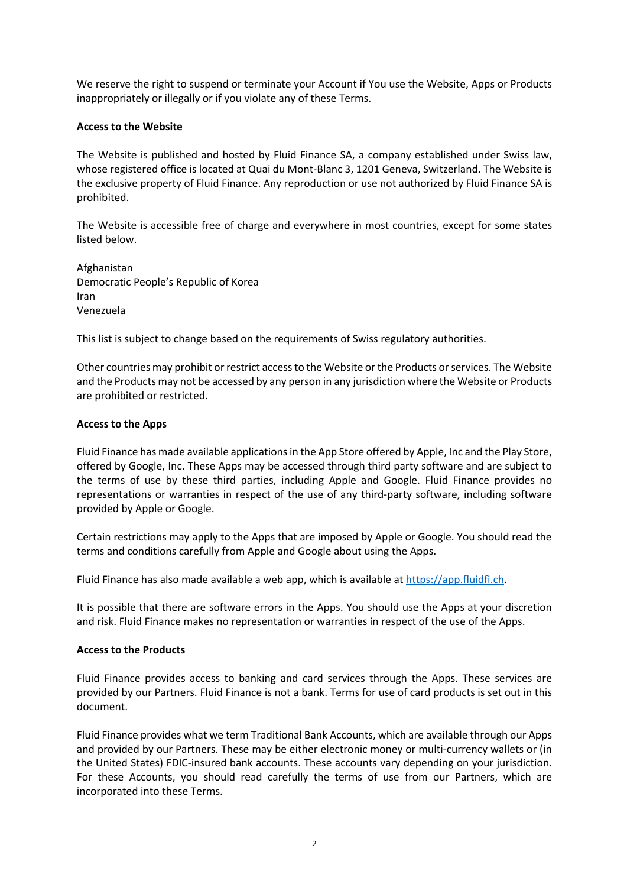We reserve the right to suspend or terminate your Account if You use the Website, Apps or Products inappropriately or illegally or if you violate any of these Terms.

**Access to the Website**

The Website is published and hosted by Fluid Finance SA, a company established under Swiss law, whose registered office is located at Quai du Mont-Blanc 3, 1201 Geneva, Switzerland. The Website is the exclusive property of Fluid Finance. Any reproduction or use not authorized by Fluid Finance SA is prohibited.

The Website is accessible free of charge and everywhere in most countries, except for some states listed below.

Afghanistan
Democratic People's Republic of Korea
Iran
Venezuela

This list is subject to change based on the requirements of Swiss regulatory authorities.

Other countries may prohibit or restrict access to the Website or the Products or services. The Website and the Products may not be accessed by any person in any jurisdiction where the Website or Products are prohibited or restricted.

**Access to the Apps**

Fluid Finance has made available applications in the App Store offered by Apple, Inc and the Play Store, offered by Google, Inc. These Apps may be accessed through third party software and are subject to the terms of use by these third parties, including Apple and Google. Fluid Finance provides no representations or warranties in respect of the use of any third-party software, including software provided by Apple or Google.

Certain restrictions may apply to the Apps that are imposed by Apple or Google. You should read the terms and conditions carefully from Apple and Google about using the Apps.

Fluid Finance has also made available a web app, which is available at [https://app.fluidfi.ch](https://app.fluidfi.ch).

It is possible that there are software errors in the Apps. You should use the Apps at your discretion and risk. Fluid Finance makes no representation or warranties in respect of the use of the Apps.

**Access to the Products**

Fluid Finance provides access to banking and card services through the Apps. These services are provided by our Partners. Fluid Finance is not a bank. Terms for use of card products is set out in this document.

Fluid Finance provides what we term Traditional Bank Accounts, which are available through our Apps and provided by our Partners. These may be either electronic money or multi-currency wallets or (in the United States) FDIC-insured bank accounts. These accounts vary depending on your jurisdiction. For these Accounts, you should read carefully the terms of use from our Partners, which are incorporated into these Terms.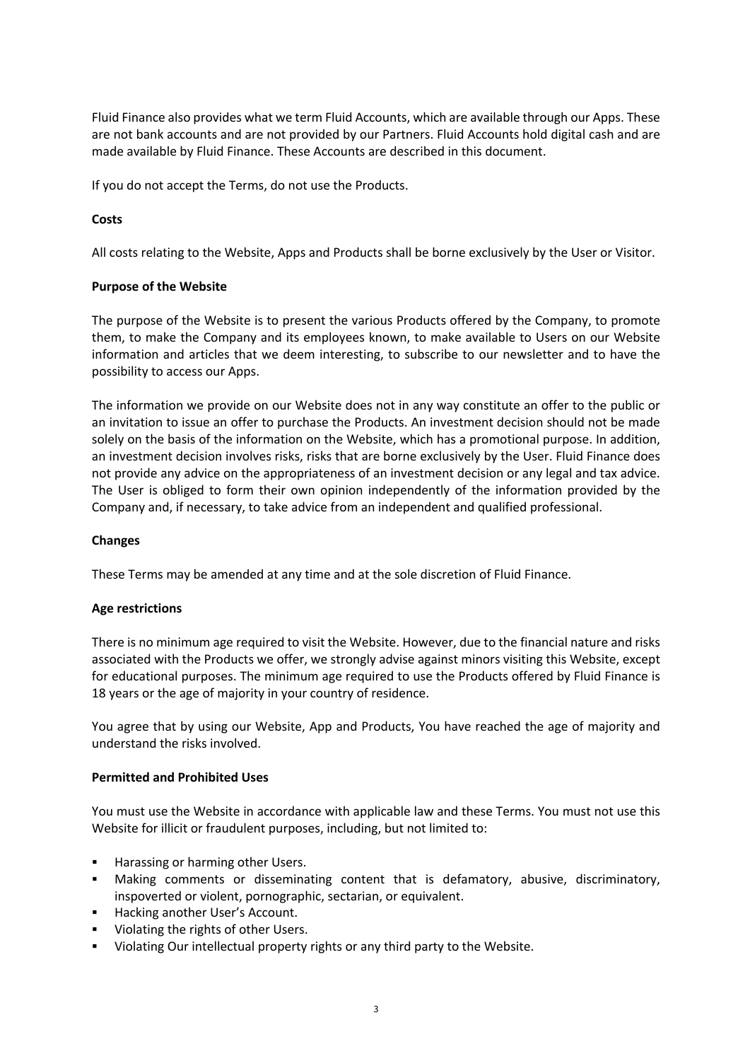Fluid Finance also provides what we term Fluid Accounts, which are available through our Apps. These are not bank accounts and are not provided by our Partners. Fluid Accounts hold digital cash and are made available by Fluid Finance. These Accounts are described in this document.

If you do not accept the Terms, do not use the Products.

**Costs**

All costs relating to the Website, Apps and Products shall be borne exclusively by the User or Visitor.

**Purpose of the Website**

The purpose of the Website is to present the various Products offered by the Company, to promote them, to make the Company and its employees known, to make available to Users on our Website information and articles that we deem interesting, to subscribe to our newsletter and to have the possibility to access our Apps.

The information we provide on our Website does not in any way constitute an offer to the public or an invitation to issue an offer to purchase the Products. An investment decision should not be made solely on the basis of the information on the Website, which has a promotional purpose. In addition, an investment decision involves risks, risks that are borne exclusively by the User. Fluid Finance does not provide any advice on the appropriateness of an investment decision or any legal and tax advice. The User is obliged to form their own opinion independently of the information provided by the Company and, if necessary, to take advice from an independent and qualified professional.

**Changes**

These Terms may be amended at any time and at the sole discretion of Fluid Finance.

**Age restrictions**

There is no minimum age required to visit the Website. However, due to the financial nature and risks associated with the Products we offer, we strongly advise against minors visiting this Website, except for educational purposes. The minimum age required to use the Products offered by Fluid Finance is 18 years or the age of majority in your country of residence.

You agree that by using our Website, App and Products, You have reached the age of majority and understand the risks involved.

**Permitted and Prohibited Uses**

You must use the Website in accordance with applicable law and these Terms. You must not use this Website for illicit or fraudulent purposes, including, but not limited to:

- Harassing or harming other Users.
- Making comments or disseminating content that is defamatory, abusive, discriminatory, inspoverted or violent, pornographic, sectarian, or equivalent.
- Hacking another User's Account.
- Violating the rights of other Users.
- Violating Our intellectual property rights or any third party to the Website.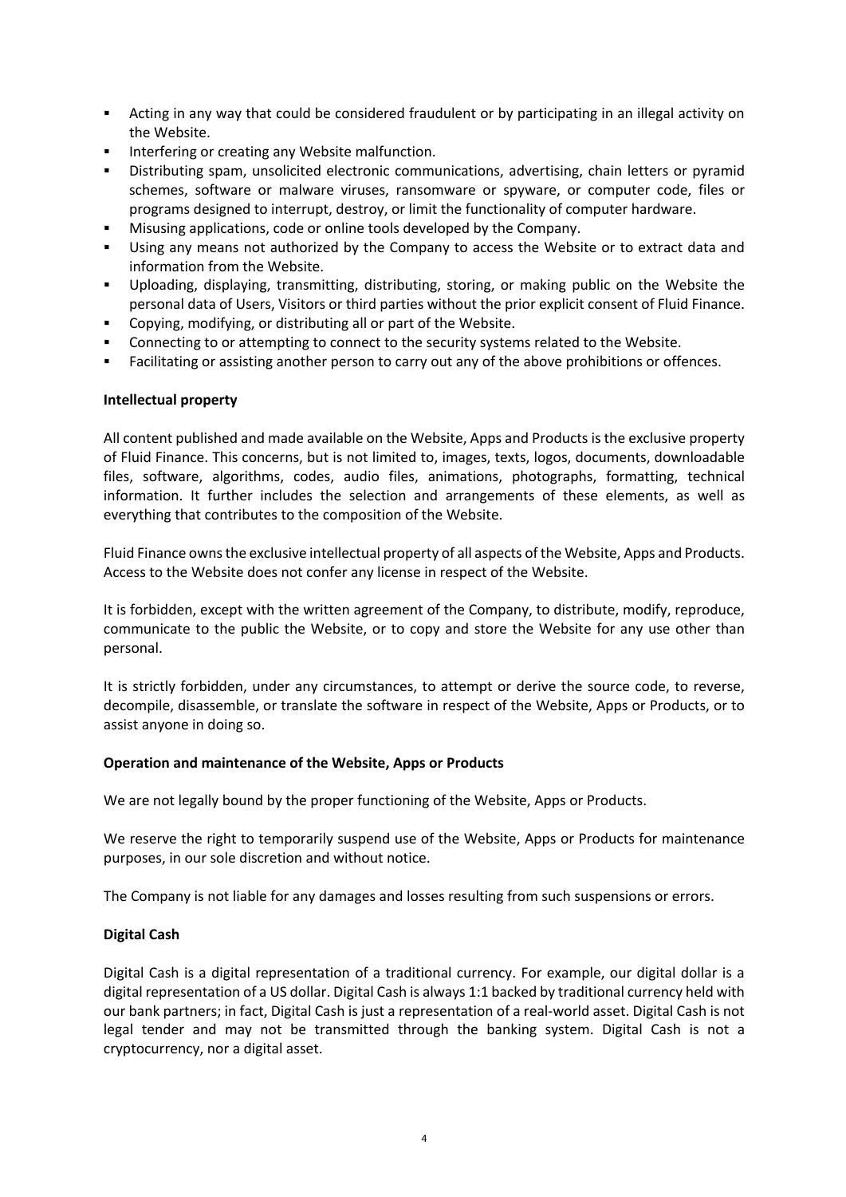- Acting in any way that could be considered fraudulent or by participating in an illegal activity on the Website.
- Interfering or creating any Website malfunction.
- Distributing spam, unsolicited electronic communications, advertising, chain letters or pyramid schemes, software or malware viruses, ransomware or spyware, or computer code, files or programs designed to interrupt, destroy, or limit the functionality of computer hardware.
- Misusing applications, code or online tools developed by the Company.
- Using any means not authorized by the Company to access the Website or to extract data and information from the Website.
- Uploading, displaying, transmitting, distributing, storing, or making public on the Website the personal data of Users, Visitors or third parties without the prior explicit consent of Fluid Finance.
- Copying, modifying, or distributing all or part of the Website.
- Connecting to or attempting to connect to the security systems related to the Website.
- Facilitating or assisting another person to carry out any of the above prohibitions or offences.

**Intellectual property**

All content published and made available on the Website, Apps and Products is the exclusive property of Fluid Finance. This concerns, but is not limited to, images, texts, logos, documents, downloadable files, software, algorithms, codes, audio files, animations, photographs, formatting, technical information. It further includes the selection and arrangements of these elements, as well as everything that contributes to the composition of the Website.

Fluid Finance owns the exclusive intellectual property of all aspects of the Website, Apps and Products. Access to the Website does not confer any license in respect of the Website.

It is forbidden, except with the written agreement of the Company, to distribute, modify, reproduce, communicate to the public the Website, or to copy and store the Website for any use other than personal.

It is strictly forbidden, under any circumstances, to attempt or derive the source code, to reverse, decompile, disassemble, or translate the software in respect of the Website, Apps or Products, or to assist anyone in doing so.

**Operation and maintenance of the Website, Apps or Products**

We are not legally bound by the proper functioning of the Website, Apps or Products.

We reserve the right to temporarily suspend use of the Website, Apps or Products for maintenance purposes, in our sole discretion and without notice.

The Company is not liable for any damages and losses resulting from such suspensions or errors.

**Digital Cash**

Digital Cash is a digital representation of a traditional currency. For example, our digital dollar is a digital representation of a US dollar. Digital Cash is always 1:1 backed by traditional currency held with our bank partners; in fact, Digital Cash is just a representation of a real-world asset. Digital Cash is not legal tender and may not be transmitted through the banking system. Digital Cash is not a cryptocurrency, nor a digital asset.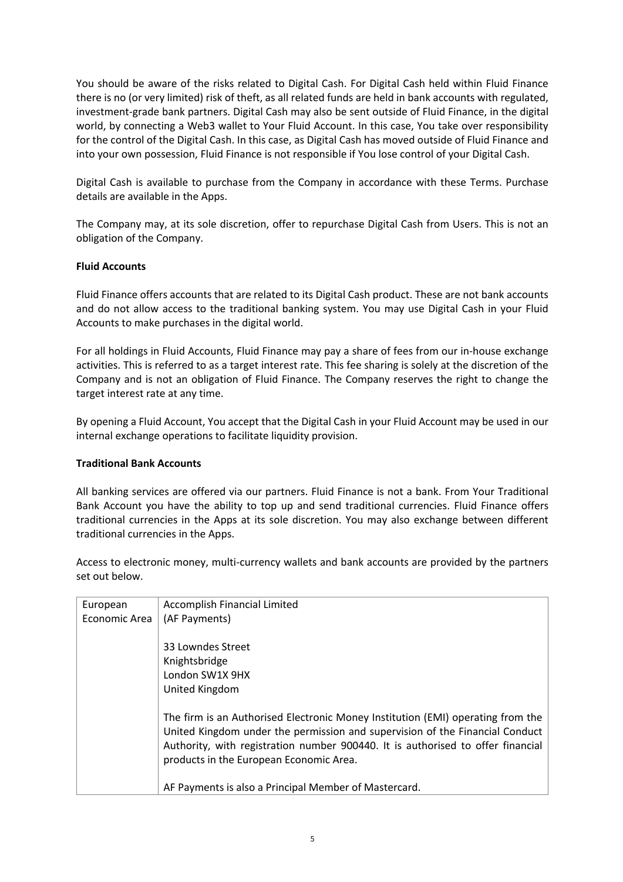You should be aware of the risks related to Digital Cash. For Digital Cash held within Fluid Finance there is no (or very limited) risk of theft, as all related funds are held in bank accounts with regulated, investment-grade bank partners. Digital Cash may also be sent outside of Fluid Finance, in the digital world, by connecting a Web3 wallet to Your Fluid Account. In this case, You take over responsibility for the control of the Digital Cash. In this case, as Digital Cash has moved outside of Fluid Finance and into your own possession, Fluid Finance is not responsible if You lose control of your Digital Cash.

Digital Cash is available to purchase from the Company in accordance with these Terms. Purchase details are available in the Apps.

The Company may, at its sole discretion, offer to repurchase Digital Cash from Users. This is not an obligation of the Company.

**Fluid Accounts**

Fluid Finance offers accounts that are related to its Digital Cash product. These are not bank accounts and do not allow access to the traditional banking system. You may use Digital Cash in your Fluid Accounts to make purchases in the digital world.

For all holdings in Fluid Accounts, Fluid Finance may pay a share of fees from our in-house exchange activities. This is referred to as a target interest rate. This fee sharing is solely at the discretion of the Company and is not an obligation of Fluid Finance. The Company reserves the right to change the target interest rate at any time.

By opening a Fluid Account, You accept that the Digital Cash in your Fluid Account may be used in our internal exchange operations to facilitate liquidity provision.

**Traditional Bank Accounts**

All banking services are offered via our partners. Fluid Finance is not a bank. From Your Traditional Bank Account you have the ability to top up and send traditional currencies. Fluid Finance offers traditional currencies in the Apps at its sole discretion. You may also exchange between different traditional currencies in the Apps.

Access to electronic money, multi-currency wallets and bank accounts are provided by the partners set out below.

| | |
|---|---|
| European Economic Area | Accomplish Financial Limited<br>(AF Payments)<br><br>33 Lowndes Street<br>Knightsbridge<br>London SW1X 9HX<br>United Kingdom<br><br>The firm is an Authorised Electronic Money Institution (EMI) operating from the United Kingdom under the permission and supervision of the Financial Conduct Authority, with registration number 900440. It is authorised to offer financial products in the European Economic Area.<br><br>AF Payments is also a Principal Member of Mastercard. |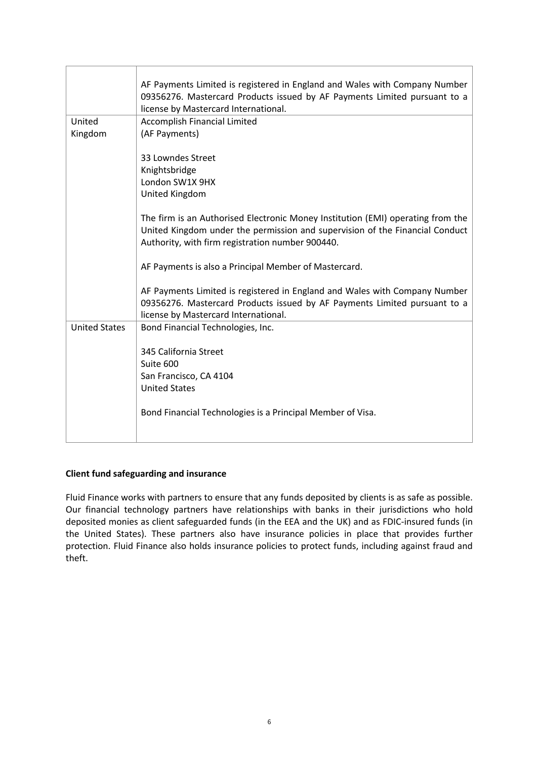| | |
|---|---|
| | AF Payments Limited is registered in England and Wales with Company Number 09356276. Mastercard Products issued by AF Payments Limited pursuant to a license by Mastercard International. |
| United Kingdom | Accomplish Financial Limited<br>(AF Payments)<br><br>33 Lowndes Street<br>Knightsbridge<br>London SW1X 9HX<br>United Kingdom<br><br>The firm is an Authorised Electronic Money Institution (EMI) operating from the United Kingdom under the permission and supervision of the Financial Conduct Authority, with firm registration number 900440.<br><br>AF Payments is also a Principal Member of Mastercard.<br><br>AF Payments Limited is registered in England and Wales with Company Number 09356276. Mastercard Products issued by AF Payments Limited pursuant to a license by Mastercard International. |
| United States | Bond Financial Technologies, Inc.<br><br>345 California Street<br>Suite 600<br>San Francisco, CA 4104<br>United States<br><br>Bond Financial Technologies is a Principal Member of Visa. |

**Client fund safeguarding and insurance**

Fluid Finance works with partners to ensure that any funds deposited by clients is as safe as possible. Our financial technology partners have relationships with banks in their jurisdictions who hold deposited monies as client safeguarded funds (in the EEA and the UK) and as FDIC-insured funds (in the United States). These partners also have insurance policies in place that provides further protection. Fluid Finance also holds insurance policies to protect funds, including against fraud and theft.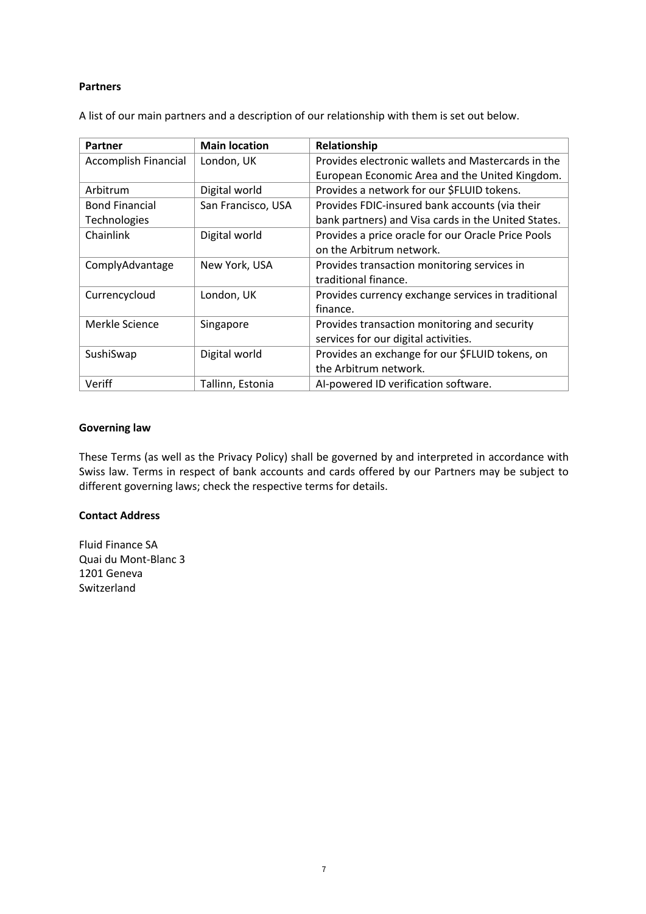**Partners**

A list of our main partners and a description of our relationship with them is set out below.

| Partner | Main location | Relationship |
| --- | --- | --- |
| Accomplish Financial | London, UK | Provides electronic wallets and Mastercards in the European Economic Area and the United Kingdom. |
| Arbitrum | Digital world | Provides a network for our $FLUID tokens. |
| Bond Financial Technologies | San Francisco, USA | Provides FDIC-insured bank accounts (via their bank partners) and Visa cards in the United States. |
| Chainlink | Digital world | Provides a price oracle for our Oracle Price Pools on the Arbitrum network. |
| ComplyAdvantage | New York, USA | Provides transaction monitoring services in traditional finance. |
| Currencycloud | London, UK | Provides currency exchange services in traditional finance. |
| Merkle Science | Singapore | Provides transaction monitoring and security services for our digital activities. |
| SushiSwap | Digital world | Provides an exchange for our $FLUID tokens, on the Arbitrum network. |
| Veriff | Tallinn, Estonia | AI-powered ID verification software. |

**Governing law**

These Terms (as well as the Privacy Policy) shall be governed by and interpreted in accordance with Swiss law. Terms in respect of bank accounts and cards offered by our Partners may be subject to different governing laws; check the respective terms for details.

**Contact Address**

Fluid Finance SA
Quai du Mont-Blanc 3
1201 Geneva
Switzerland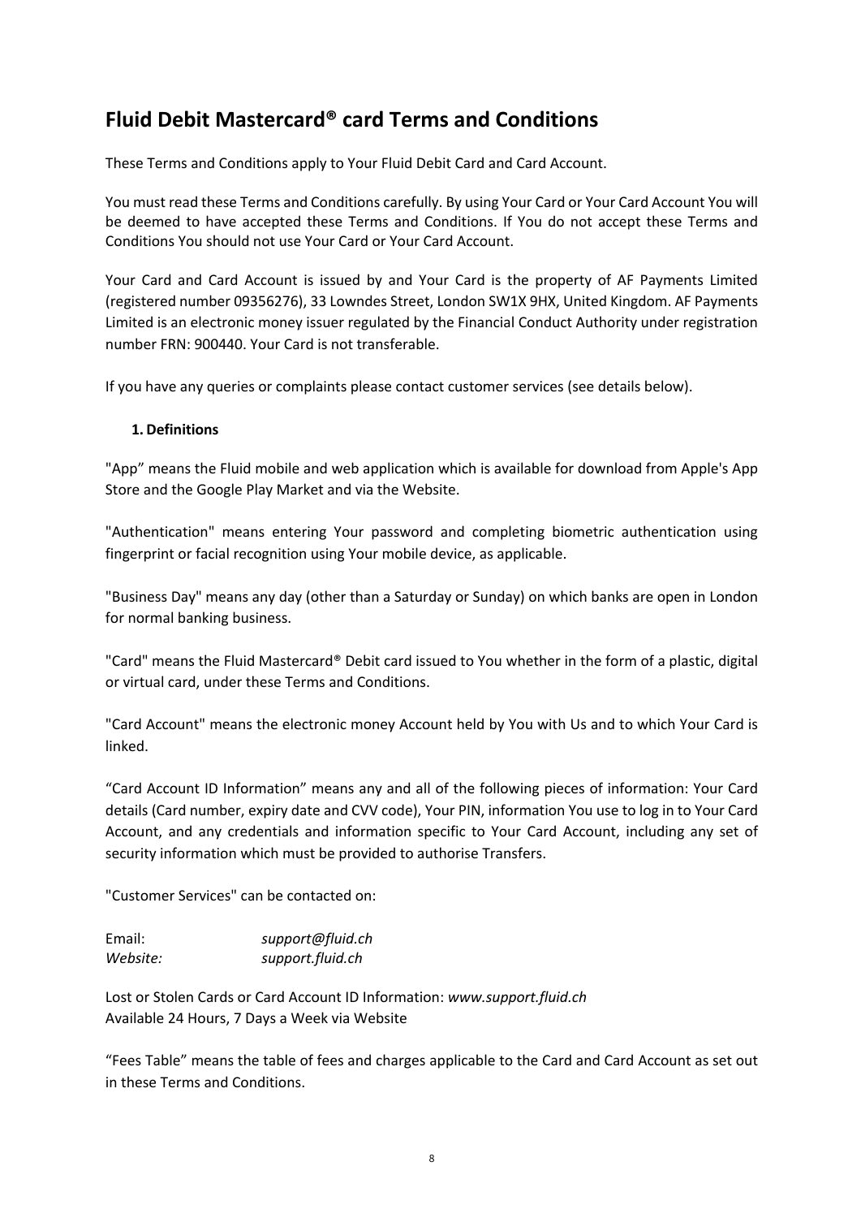# Fluid Debit Mastercard® card Terms and Conditions

These Terms and Conditions apply to Your Fluid Debit Card and Card Account.

You must read these Terms and Conditions carefully. By using Your Card or Your Card Account You will be deemed to have accepted these Terms and Conditions. If You do not accept these Terms and Conditions You should not use Your Card or Your Card Account.

Your Card and Card Account is issued by and Your Card is the property of AF Payments Limited (registered number 09356276), 33 Lowndes Street, London SW1X 9HX, United Kingdom. AF Payments Limited is an electronic money issuer regulated by the Financial Conduct Authority under registration number FRN: 900440. Your Card is not transferable.

If you have any queries or complaints please contact customer services (see details below).

**1. Definitions**

"App" means the Fluid mobile and web application which is available for download from Apple's App Store and the Google Play Market and via the Website.

"Authentication" means entering Your password and completing biometric authentication using fingerprint or facial recognition using Your mobile device, as applicable.

"Business Day" means any day (other than a Saturday or Sunday) on which banks are open in London for normal banking business.

"Card" means the Fluid Mastercard® Debit card issued to You whether in the form of a plastic, digital or virtual card, under these Terms and Conditions.

"Card Account" means the electronic money Account held by You with Us and to which Your Card is linked.

"Card Account ID Information" means any and all of the following pieces of information: Your Card details (Card number, expiry date and CVV code), Your PIN, information You use to log in to Your Card Account, and any credentials and information specific to Your Card Account, including any set of security information which must be provided to authorise Transfers.

"Customer Services" can be contacted on:

Email: *support@fluid.ch*
*Website:* *support.fluid.ch*

Lost or Stolen Cards or Card Account ID Information: *www.support.fluid.ch*
Available 24 Hours, 7 Days a Week via Website

"Fees Table" means the table of fees and charges applicable to the Card and Card Account as set out in these Terms and Conditions.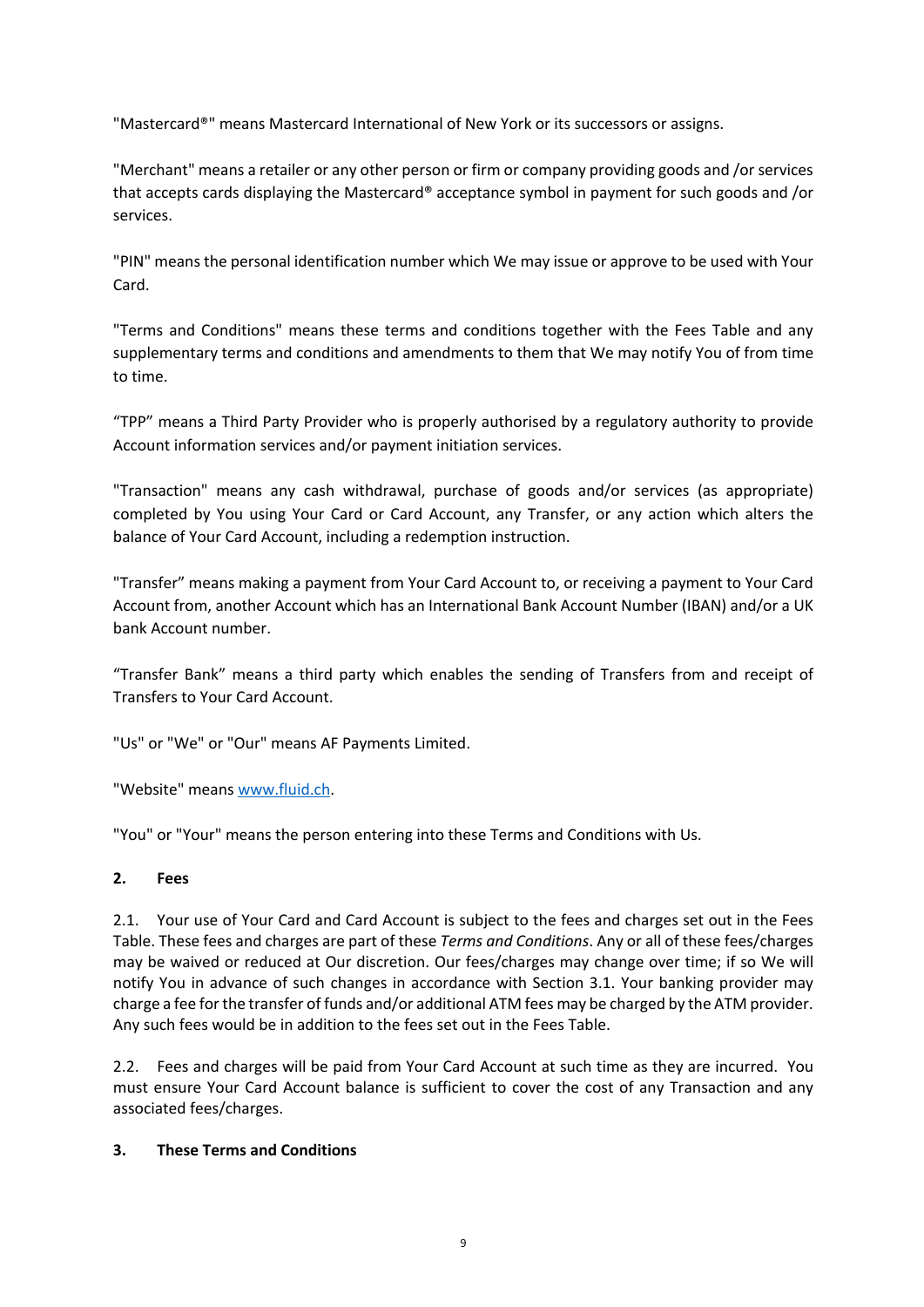"Mastercard®" means Mastercard International of New York or its successors or assigns.

"Merchant" means a retailer or any other person or firm or company providing goods and /or services that accepts cards displaying the Mastercard® acceptance symbol in payment for such goods and /or services.

"PIN" means the personal identification number which We may issue or approve to be used with Your Card.

"Terms and Conditions" means these terms and conditions together with the Fees Table and any supplementary terms and conditions and amendments to them that We may notify You of from time to time.

"TPP" means a Third Party Provider who is properly authorised by a regulatory authority to provide Account information services and/or payment initiation services.

"Transaction" means any cash withdrawal, purchase of goods and/or services (as appropriate) completed by You using Your Card or Card Account, any Transfer, or any action which alters the balance of Your Card Account, including a redemption instruction.

"Transfer" means making a payment from Your Card Account to, or receiving a payment to Your Card Account from, another Account which has an International Bank Account Number (IBAN) and/or a UK bank Account number.

"Transfer Bank" means a third party which enables the sending of Transfers from and receipt of Transfers to Your Card Account.

"Us" or "We" or "Our" means AF Payments Limited.

"Website" means [www.fluid.ch](www.fluid.ch).

"You" or "Your" means the person entering into these Terms and Conditions with Us.

## 2. Fees

2.1. Your use of Your Card and Card Account is subject to the fees and charges set out in the Fees Table. These fees and charges are part of these *Terms and Conditions*. Any or all of these fees/charges may be waived or reduced at Our discretion. Our fees/charges may change over time; if so We will notify You in advance of such changes in accordance with Section 3.1. Your banking provider may charge a fee for the transfer of funds and/or additional ATM fees may be charged by the ATM provider. Any such fees would be in addition to the fees set out in the Fees Table.

2.2. Fees and charges will be paid from Your Card Account at such time as they are incurred. You must ensure Your Card Account balance is sufficient to cover the cost of any Transaction and any associated fees/charges.

## 3. These Terms and Conditions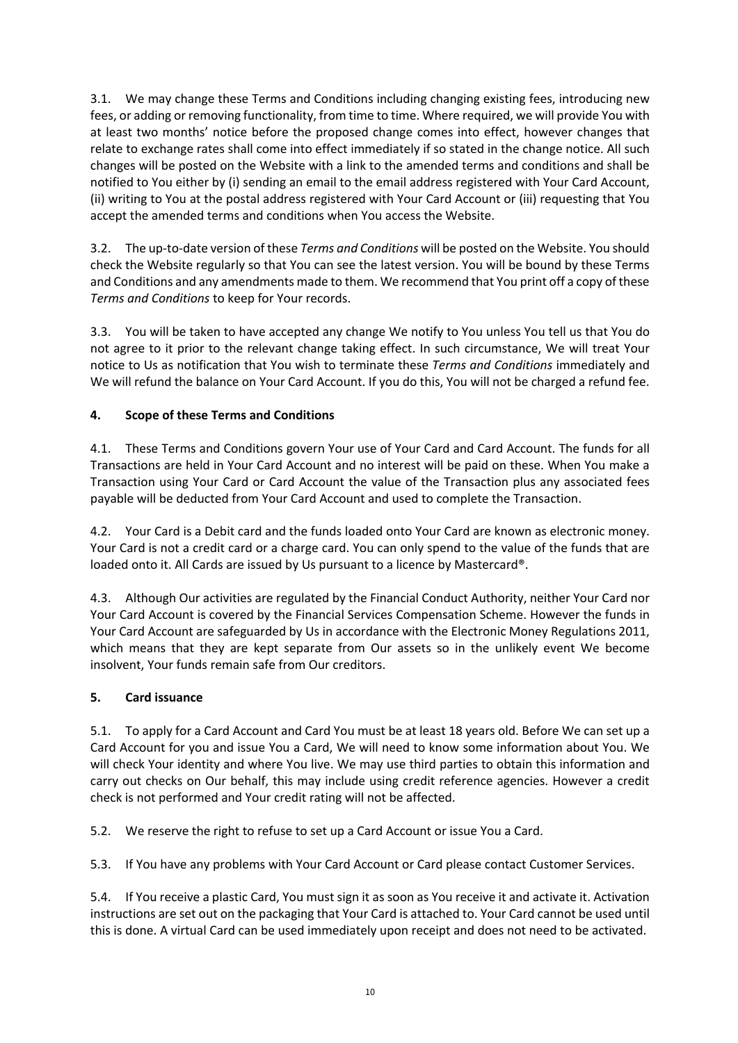3.1. We may change these Terms and Conditions including changing existing fees, introducing new fees, or adding or removing functionality, from time to time. Where required, we will provide You with at least two months' notice before the proposed change comes into effect, however changes that relate to exchange rates shall come into effect immediately if so stated in the change notice. All such changes will be posted on the Website with a link to the amended terms and conditions and shall be notified to You either by (i) sending an email to the email address registered with Your Card Account, (ii) writing to You at the postal address registered with Your Card Account or (iii) requesting that You accept the amended terms and conditions when You access the Website.

3.2. The up-to-date version of these *Terms and Conditions* will be posted on the Website. You should check the Website regularly so that You can see the latest version. You will be bound by these Terms and Conditions and any amendments made to them. We recommend that You print off a copy of these *Terms and Conditions* to keep for Your records.

3.3. You will be taken to have accepted any change We notify to You unless You tell us that You do not agree to it prior to the relevant change taking effect. In such circumstance, We will treat Your notice to Us as notification that You wish to terminate these *Terms and Conditions* immediately and We will refund the balance on Your Card Account. If you do this, You will not be charged a refund fee.

## 4. Scope of these Terms and Conditions

4.1. These Terms and Conditions govern Your use of Your Card and Card Account. The funds for all Transactions are held in Your Card Account and no interest will be paid on these. When You make a Transaction using Your Card or Card Account the value of the Transaction plus any associated fees payable will be deducted from Your Card Account and used to complete the Transaction.

4.2. Your Card is a Debit card and the funds loaded onto Your Card are known as electronic money. Your Card is not a credit card or a charge card. You can only spend to the value of the funds that are loaded onto it. All Cards are issued by Us pursuant to a licence by Mastercard®.

4.3. Although Our activities are regulated by the Financial Conduct Authority, neither Your Card nor Your Card Account is covered by the Financial Services Compensation Scheme. However the funds in Your Card Account are safeguarded by Us in accordance with the Electronic Money Regulations 2011, which means that they are kept separate from Our assets so in the unlikely event We become insolvent, Your funds remain safe from Our creditors.

## 5. Card issuance

5.1. To apply for a Card Account and Card You must be at least 18 years old. Before We can set up a Card Account for you and issue You a Card, We will need to know some information about You. We will check Your identity and where You live. We may use third parties to obtain this information and carry out checks on Our behalf, this may include using credit reference agencies. However a credit check is not performed and Your credit rating will not be affected.

5.2. We reserve the right to refuse to set up a Card Account or issue You a Card.

5.3. If You have any problems with Your Card Account or Card please contact Customer Services.

5.4. If You receive a plastic Card, You must sign it as soon as You receive it and activate it. Activation instructions are set out on the packaging that Your Card is attached to. Your Card cannot be used until this is done. A virtual Card can be used immediately upon receipt and does not need to be activated.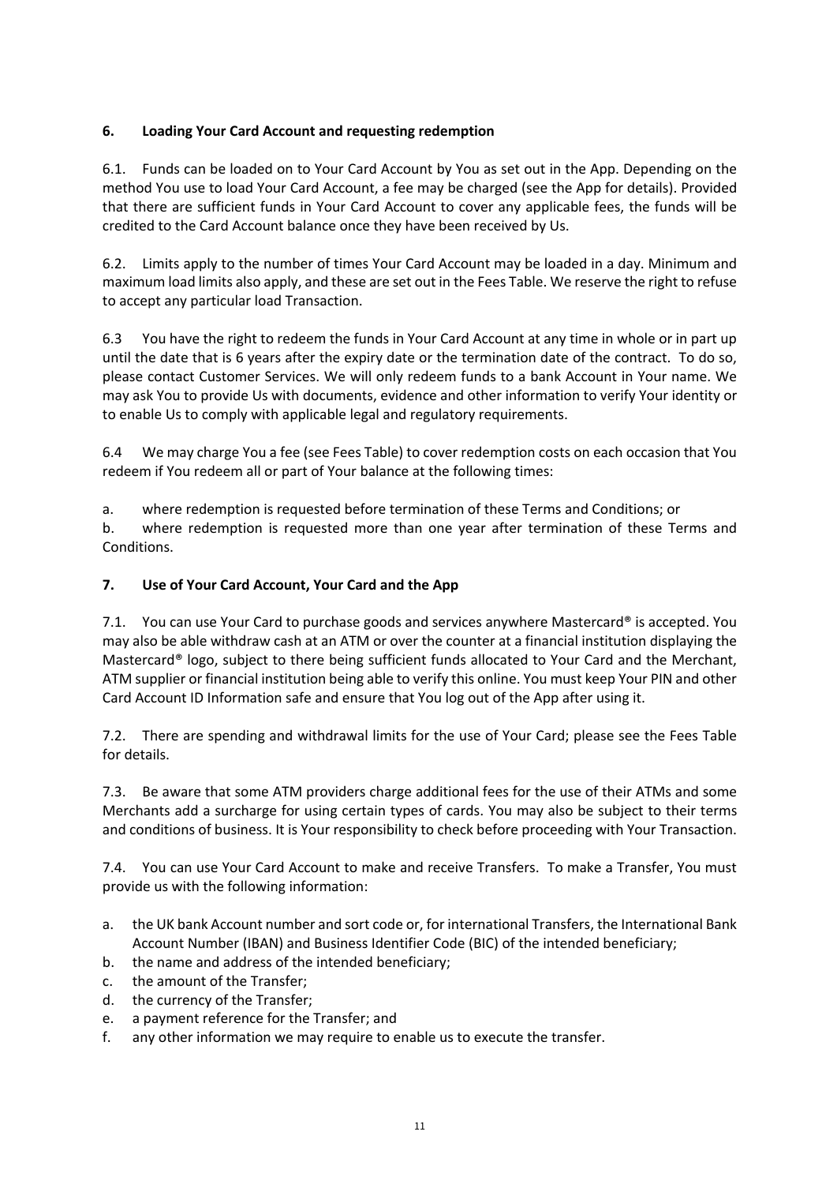## 6. Loading Your Card Account and requesting redemption

6.1. Funds can be loaded on to Your Card Account by You as set out in the App. Depending on the method You use to load Your Card Account, a fee may be charged (see the App for details). Provided that there are sufficient funds in Your Card Account to cover any applicable fees, the funds will be credited to the Card Account balance once they have been received by Us.

6.2. Limits apply to the number of times Your Card Account may be loaded in a day. Minimum and maximum load limits also apply, and these are set out in the Fees Table. We reserve the right to refuse to accept any particular load Transaction.

6.3 You have the right to redeem the funds in Your Card Account at any time in whole or in part up until the date that is 6 years after the expiry date or the termination date of the contract. To do so, please contact Customer Services. We will only redeem funds to a bank Account in Your name. We may ask You to provide Us with documents, evidence and other information to verify Your identity or to enable Us to comply with applicable legal and regulatory requirements.

6.4 We may charge You a fee (see Fees Table) to cover redemption costs on each occasion that You redeem if You redeem all or part of Your balance at the following times:

a. where redemption is requested before termination of these Terms and Conditions; or

b. where redemption is requested more than one year after termination of these Terms and Conditions.

## 7. Use of Your Card Account, Your Card and the App

7.1. You can use Your Card to purchase goods and services anywhere Mastercard® is accepted. You may also be able withdraw cash at an ATM or over the counter at a financial institution displaying the Mastercard® logo, subject to there being sufficient funds allocated to Your Card and the Merchant, ATM supplier or financial institution being able to verify this online. You must keep Your PIN and other Card Account ID Information safe and ensure that You log out of the App after using it.

7.2. There are spending and withdrawal limits for the use of Your Card; please see the Fees Table for details.

7.3. Be aware that some ATM providers charge additional fees for the use of their ATMs and some Merchants add a surcharge for using certain types of cards. You may also be subject to their terms and conditions of business. It is Your responsibility to check before proceeding with Your Transaction.

7.4. You can use Your Card Account to make and receive Transfers. To make a Transfer, You must provide us with the following information:

a. the UK bank Account number and sort code or, for international Transfers, the International Bank Account Number (IBAN) and Business Identifier Code (BIC) of the intended beneficiary;
b. the name and address of the intended beneficiary;
c. the amount of the Transfer;
d. the currency of the Transfer;
e. a payment reference for the Transfer; and
f. any other information we may require to enable us to execute the transfer.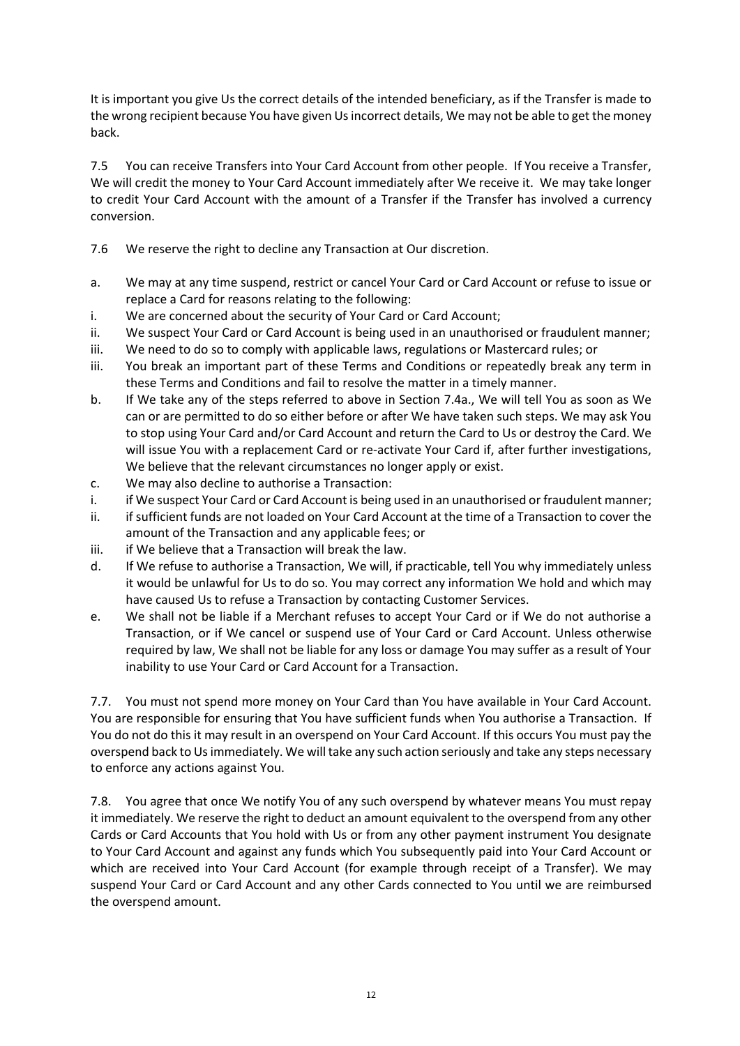It is important you give Us the correct details of the intended beneficiary, as if the Transfer is made to the wrong recipient because You have given Us incorrect details, We may not be able to get the money back.

7.5 You can receive Transfers into Your Card Account from other people. If You receive a Transfer, We will credit the money to Your Card Account immediately after We receive it. We may take longer to credit Your Card Account with the amount of a Transfer if the Transfer has involved a currency conversion.

7.6 We reserve the right to decline any Transaction at Our discretion.

a. We may at any time suspend, restrict or cancel Your Card or Card Account or refuse to issue or replace a Card for reasons relating to the following:

i. We are concerned about the security of Your Card or Card Account;

ii. We suspect Your Card or Card Account is being used in an unauthorised or fraudulent manner;

iii. We need to do so to comply with applicable laws, regulations or Mastercard rules; or

iii. You break an important part of these Terms and Conditions or repeatedly break any term in these Terms and Conditions and fail to resolve the matter in a timely manner.

b. If We take any of the steps referred to above in Section 7.4a., We will tell You as soon as We can or are permitted to do so either before or after We have taken such steps. We may ask You to stop using Your Card and/or Card Account and return the Card to Us or destroy the Card. We will issue You with a replacement Card or re-activate Your Card if, after further investigations, We believe that the relevant circumstances no longer apply or exist.

c. We may also decline to authorise a Transaction:

i. if We suspect Your Card or Card Account is being used in an unauthorised or fraudulent manner;

ii. if sufficient funds are not loaded on Your Card Account at the time of a Transaction to cover the amount of the Transaction and any applicable fees; or

iii. if We believe that a Transaction will break the law.

d. If We refuse to authorise a Transaction, We will, if practicable, tell You why immediately unless it would be unlawful for Us to do so. You may correct any information We hold and which may have caused Us to refuse a Transaction by contacting Customer Services.

e. We shall not be liable if a Merchant refuses to accept Your Card or if We do not authorise a Transaction, or if We cancel or suspend use of Your Card or Card Account. Unless otherwise required by law, We shall not be liable for any loss or damage You may suffer as a result of Your inability to use Your Card or Card Account for a Transaction.

7.7. You must not spend more money on Your Card than You have available in Your Card Account. You are responsible for ensuring that You have sufficient funds when You authorise a Transaction. If You do not do this it may result in an overspend on Your Card Account. If this occurs You must pay the overspend back to Us immediately. We will take any such action seriously and take any steps necessary to enforce any actions against You.

7.8. You agree that once We notify You of any such overspend by whatever means You must repay it immediately. We reserve the right to deduct an amount equivalent to the overspend from any other Cards or Card Accounts that You hold with Us or from any other payment instrument You designate to Your Card Account and against any funds which You subsequently paid into Your Card Account or which are received into Your Card Account (for example through receipt of a Transfer). We may suspend Your Card or Card Account and any other Cards connected to You until we are reimbursed the overspend amount.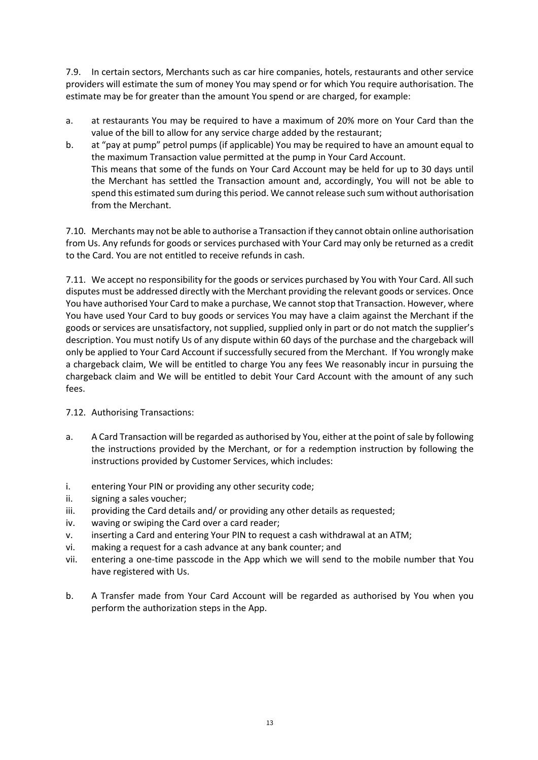7.9. In certain sectors, Merchants such as car hire companies, hotels, restaurants and other service providers will estimate the sum of money You may spend or for which You require authorisation. The estimate may be for greater than the amount You spend or are charged, for example:

a. at restaurants You may be required to have a maximum of 20% more on Your Card than the value of the bill to allow for any service charge added by the restaurant;

b. at "pay at pump" petrol pumps (if applicable) You may be required to have an amount equal to the maximum Transaction value permitted at the pump in Your Card Account.
This means that some of the funds on Your Card Account may be held for up to 30 days until the Merchant has settled the Transaction amount and, accordingly, You will not be able to spend this estimated sum during this period. We cannot release such sum without authorisation from the Merchant.

7.10. Merchants may not be able to authorise a Transaction if they cannot obtain online authorisation from Us. Any refunds for goods or services purchased with Your Card may only be returned as a credit to the Card. You are not entitled to receive refunds in cash.

7.11. We accept no responsibility for the goods or services purchased by You with Your Card. All such disputes must be addressed directly with the Merchant providing the relevant goods or services. Once You have authorised Your Card to make a purchase, We cannot stop that Transaction. However, where You have used Your Card to buy goods or services You may have a claim against the Merchant if the goods or services are unsatisfactory, not supplied, supplied only in part or do not match the supplier's description. You must notify Us of any dispute within 60 days of the purchase and the chargeback will only be applied to Your Card Account if successfully secured from the Merchant. If You wrongly make a chargeback claim, We will be entitled to charge You any fees We reasonably incur in pursuing the chargeback claim and We will be entitled to debit Your Card Account with the amount of any such fees.

7.12. Authorising Transactions:

a. A Card Transaction will be regarded as authorised by You, either at the point of sale by following the instructions provided by the Merchant, or for a redemption instruction by following the instructions provided by Customer Services, which includes:

i. entering Your PIN or providing any other security code;
ii. signing a sales voucher;
iii. providing the Card details and/ or providing any other details as requested;
iv. waving or swiping the Card over a card reader;
v. inserting a Card and entering Your PIN to request a cash withdrawal at an ATM;
vi. making a request for a cash advance at any bank counter; and
vii. entering a one-time passcode in the App which we will send to the mobile number that You have registered with Us.

b. A Transfer made from Your Card Account will be regarded as authorised by You when you perform the authorization steps in the App.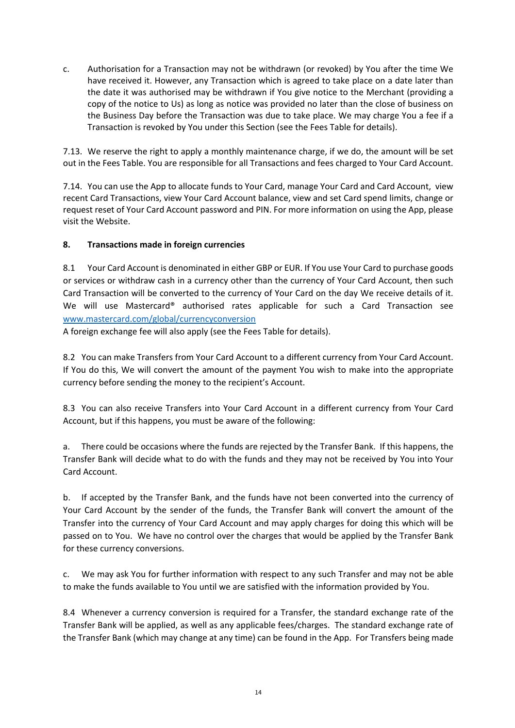c. Authorisation for a Transaction may not be withdrawn (or revoked) by You after the time We have received it. However, any Transaction which is agreed to take place on a date later than the date it was authorised may be withdrawn if You give notice to the Merchant (providing a copy of the notice to Us) as long as notice was provided no later than the close of business on the Business Day before the Transaction was due to take place. We may charge You a fee if a Transaction is revoked by You under this Section (see the Fees Table for details).

7.13. We reserve the right to apply a monthly maintenance charge, if we do, the amount will be set out in the Fees Table. You are responsible for all Transactions and fees charged to Your Card Account.

7.14. You can use the App to allocate funds to Your Card, manage Your Card and Card Account, view recent Card Transactions, view Your Card Account balance, view and set Card spend limits, change or request reset of Your Card Account password and PIN. For more information on using the App, please visit the Website.

## 8. Transactions made in foreign currencies

8.1 Your Card Account is denominated in either GBP or EUR. If You use Your Card to purchase goods or services or withdraw cash in a currency other than the currency of Your Card Account, then such Card Transaction will be converted to the currency of Your Card on the day We receive details of it. We will use Mastercard® authorised rates applicable for such a Card Transaction see [www.mastercard.com/global/currencyconversion](http://www.mastercard.com/global/currencyconversion)
A foreign exchange fee will also apply (see the Fees Table for details).

8.2 You can make Transfers from Your Card Account to a different currency from Your Card Account. If You do this, We will convert the amount of the payment You wish to make into the appropriate currency before sending the money to the recipient's Account.

8.3 You can also receive Transfers into Your Card Account in a different currency from Your Card Account, but if this happens, you must be aware of the following:

a. There could be occasions where the funds are rejected by the Transfer Bank. If this happens, the Transfer Bank will decide what to do with the funds and they may not be received by You into Your Card Account.

b. If accepted by the Transfer Bank, and the funds have not been converted into the currency of Your Card Account by the sender of the funds, the Transfer Bank will convert the amount of the Transfer into the currency of Your Card Account and may apply charges for doing this which will be passed on to You. We have no control over the charges that would be applied by the Transfer Bank for these currency conversions.

c. We may ask You for further information with respect to any such Transfer and may not be able to make the funds available to You until we are satisfied with the information provided by You.

8.4 Whenever a currency conversion is required for a Transfer, the standard exchange rate of the Transfer Bank will be applied, as well as any applicable fees/charges. The standard exchange rate of the Transfer Bank (which may change at any time) can be found in the App. For Transfers being made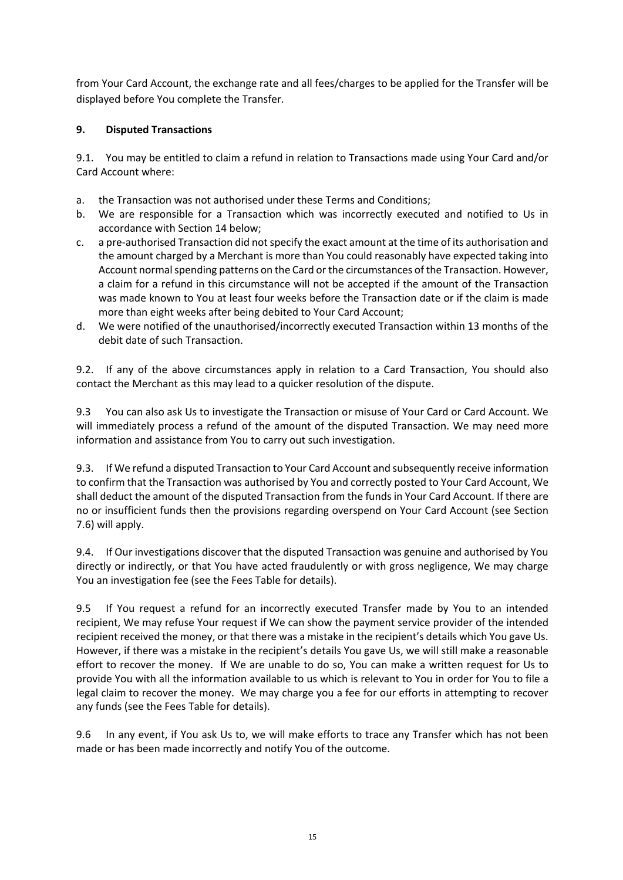from Your Card Account, the exchange rate and all fees/charges to be applied for the Transfer will be displayed before You complete the Transfer.

## 9. Disputed Transactions

9.1. You may be entitled to claim a refund in relation to Transactions made using Your Card and/or Card Account where:

a. the Transaction was not authorised under these Terms and Conditions;
b. We are responsible for a Transaction which was incorrectly executed and notified to Us in accordance with Section 14 below;
c. a pre-authorised Transaction did not specify the exact amount at the time of its authorisation and the amount charged by a Merchant is more than You could reasonably have expected taking into Account normal spending patterns on the Card or the circumstances of the Transaction. However, a claim for a refund in this circumstance will not be accepted if the amount of the Transaction was made known to You at least four weeks before the Transaction date or if the claim is made more than eight weeks after being debited to Your Card Account;
d. We were notified of the unauthorised/incorrectly executed Transaction within 13 months of the debit date of such Transaction.

9.2. If any of the above circumstances apply in relation to a Card Transaction, You should also contact the Merchant as this may lead to a quicker resolution of the dispute.

9.3 You can also ask Us to investigate the Transaction or misuse of Your Card or Card Account. We will immediately process a refund of the amount of the disputed Transaction. We may need more information and assistance from You to carry out such investigation.

9.3. If We refund a disputed Transaction to Your Card Account and subsequently receive information to confirm that the Transaction was authorised by You and correctly posted to Your Card Account, We shall deduct the amount of the disputed Transaction from the funds in Your Card Account. If there are no or insufficient funds then the provisions regarding overspend on Your Card Account (see Section 7.6) will apply.

9.4. If Our investigations discover that the disputed Transaction was genuine and authorised by You directly or indirectly, or that You have acted fraudulently or with gross negligence, We may charge You an investigation fee (see the Fees Table for details).

9.5 If You request a refund for an incorrectly executed Transfer made by You to an intended recipient, We may refuse Your request if We can show the payment service provider of the intended recipient received the money, or that there was a mistake in the recipient's details which You gave Us. However, if there was a mistake in the recipient's details You gave Us, we will still make a reasonable effort to recover the money. If We are unable to do so, You can make a written request for Us to provide You with all the information available to us which is relevant to You in order for You to file a legal claim to recover the money. We may charge you a fee for our efforts in attempting to recover any funds (see the Fees Table for details).

9.6 In any event, if You ask Us to, we will make efforts to trace any Transfer which has not been made or has been made incorrectly and notify You of the outcome.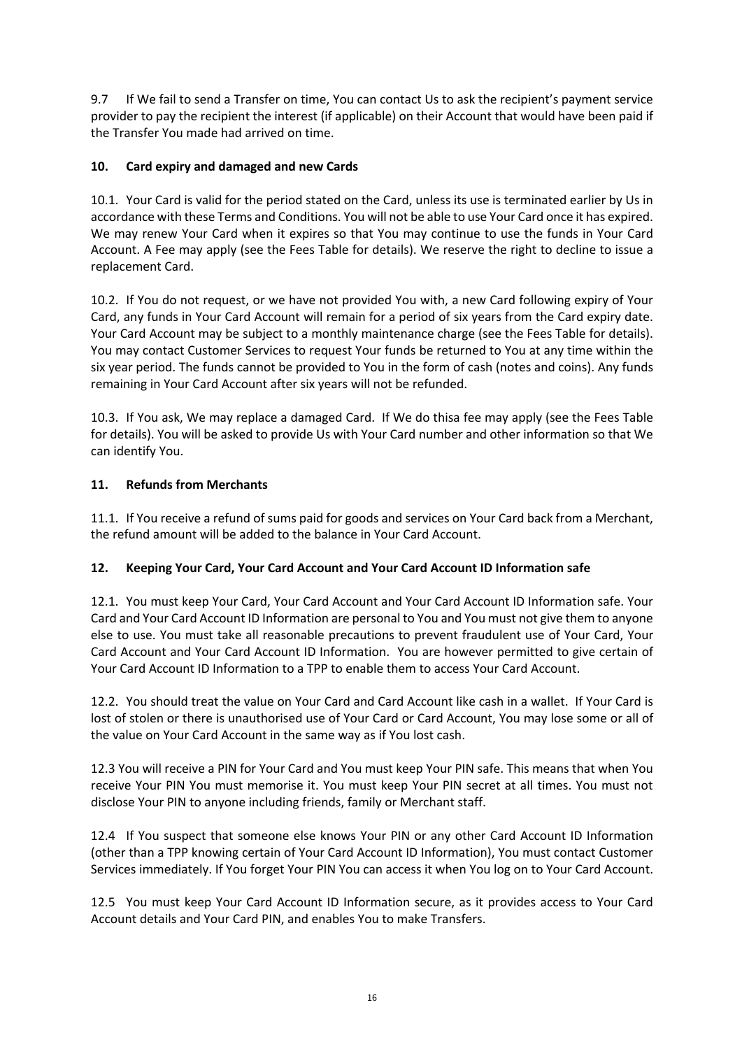9.7 If We fail to send a Transfer on time, You can contact Us to ask the recipient's payment service provider to pay the recipient the interest (if applicable) on their Account that would have been paid if the Transfer You made had arrived on time.

## 10. Card expiry and damaged and new Cards

10.1. Your Card is valid for the period stated on the Card, unless its use is terminated earlier by Us in accordance with these Terms and Conditions. You will not be able to use Your Card once it has expired. We may renew Your Card when it expires so that You may continue to use the funds in Your Card Account. A Fee may apply (see the Fees Table for details). We reserve the right to decline to issue a replacement Card.

10.2. If You do not request, or we have not provided You with, a new Card following expiry of Your Card, any funds in Your Card Account will remain for a period of six years from the Card expiry date. Your Card Account may be subject to a monthly maintenance charge (see the Fees Table for details). You may contact Customer Services to request Your funds be returned to You at any time within the six year period. The funds cannot be provided to You in the form of cash (notes and coins). Any funds remaining in Your Card Account after six years will not be refunded.

10.3. If You ask, We may replace a damaged Card. If We do thisa fee may apply (see the Fees Table for details). You will be asked to provide Us with Your Card number and other information so that We can identify You.

## 11. Refunds from Merchants

11.1. If You receive a refund of sums paid for goods and services on Your Card back from a Merchant, the refund amount will be added to the balance in Your Card Account.

## 12. Keeping Your Card, Your Card Account and Your Card Account ID Information safe

12.1. You must keep Your Card, Your Card Account and Your Card Account ID Information safe. Your Card and Your Card Account ID Information are personal to You and You must not give them to anyone else to use. You must take all reasonable precautions to prevent fraudulent use of Your Card, Your Card Account and Your Card Account ID Information. You are however permitted to give certain of Your Card Account ID Information to a TPP to enable them to access Your Card Account.

12.2. You should treat the value on Your Card and Card Account like cash in a wallet. If Your Card is lost of stolen or there is unauthorised use of Your Card or Card Account, You may lose some or all of the value on Your Card Account in the same way as if You lost cash.

12.3 You will receive a PIN for Your Card and You must keep Your PIN safe. This means that when You receive Your PIN You must memorise it. You must keep Your PIN secret at all times. You must not disclose Your PIN to anyone including friends, family or Merchant staff.

12.4 If You suspect that someone else knows Your PIN or any other Card Account ID Information (other than a TPP knowing certain of Your Card Account ID Information), You must contact Customer Services immediately. If You forget Your PIN You can access it when You log on to Your Card Account.

12.5 You must keep Your Card Account ID Information secure, as it provides access to Your Card Account details and Your Card PIN, and enables You to make Transfers.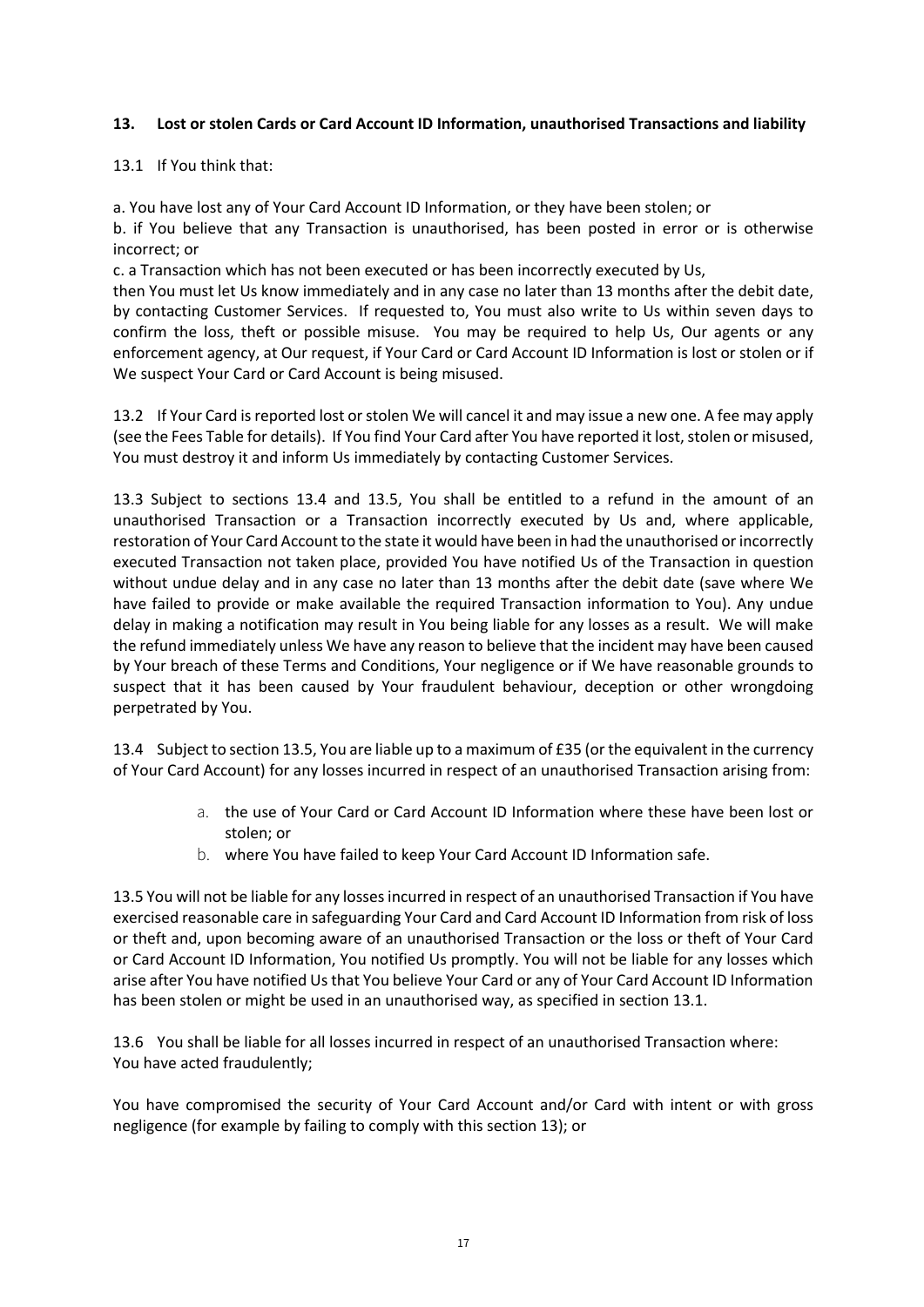### 13. Lost or stolen Cards or Card Account ID Information, unauthorised Transactions and liability

13.1 If You think that:

a. You have lost any of Your Card Account ID Information, or they have been stolen; or
b. if You believe that any Transaction is unauthorised, has been posted in error or is otherwise incorrect; or
c. a Transaction which has not been executed or has been incorrectly executed by Us,
then You must let Us know immediately and in any case no later than 13 months after the debit date, by contacting Customer Services. If requested to, You must also write to Us within seven days to confirm the loss, theft or possible misuse. You may be required to help Us, Our agents or any enforcement agency, at Our request, if Your Card or Card Account ID Information is lost or stolen or if We suspect Your Card or Card Account is being misused.

13.2 If Your Card is reported lost or stolen We will cancel it and may issue a new one. A fee may apply (see the Fees Table for details). If You find Your Card after You have reported it lost, stolen or misused, You must destroy it and inform Us immediately by contacting Customer Services.

13.3 Subject to sections 13.4 and 13.5, You shall be entitled to a refund in the amount of an unauthorised Transaction or a Transaction incorrectly executed by Us and, where applicable, restoration of Your Card Account to the state it would have been in had the unauthorised or incorrectly executed Transaction not taken place, provided You have notified Us of the Transaction in question without undue delay and in any case no later than 13 months after the debit date (save where We have failed to provide or make available the required Transaction information to You). Any undue delay in making a notification may result in You being liable for any losses as a result. We will make the refund immediately unless We have any reason to believe that the incident may have been caused by Your breach of these Terms and Conditions, Your negligence or if We have reasonable grounds to suspect that it has been caused by Your fraudulent behaviour, deception or other wrongdoing perpetrated by You.

13.4 Subject to section 13.5, You are liable up to a maximum of £35 (or the equivalent in the currency of Your Card Account) for any losses incurred in respect of an unauthorised Transaction arising from:

a. the use of Your Card or Card Account ID Information where these have been lost or stolen; or
b. where You have failed to keep Your Card Account ID Information safe.

13.5 You will not be liable for any losses incurred in respect of an unauthorised Transaction if You have exercised reasonable care in safeguarding Your Card and Card Account ID Information from risk of loss or theft and, upon becoming aware of an unauthorised Transaction or the loss or theft of Your Card or Card Account ID Information, You notified Us promptly. You will not be liable for any losses which arise after You have notified Us that You believe Your Card or any of Your Card Account ID Information has been stolen or might be used in an unauthorised way, as specified in section 13.1.

13.6 You shall be liable for all losses incurred in respect of an unauthorised Transaction where:
You have acted fraudulently;

You have compromised the security of Your Card Account and/or Card with intent or with gross negligence (for example by failing to comply with this section 13); or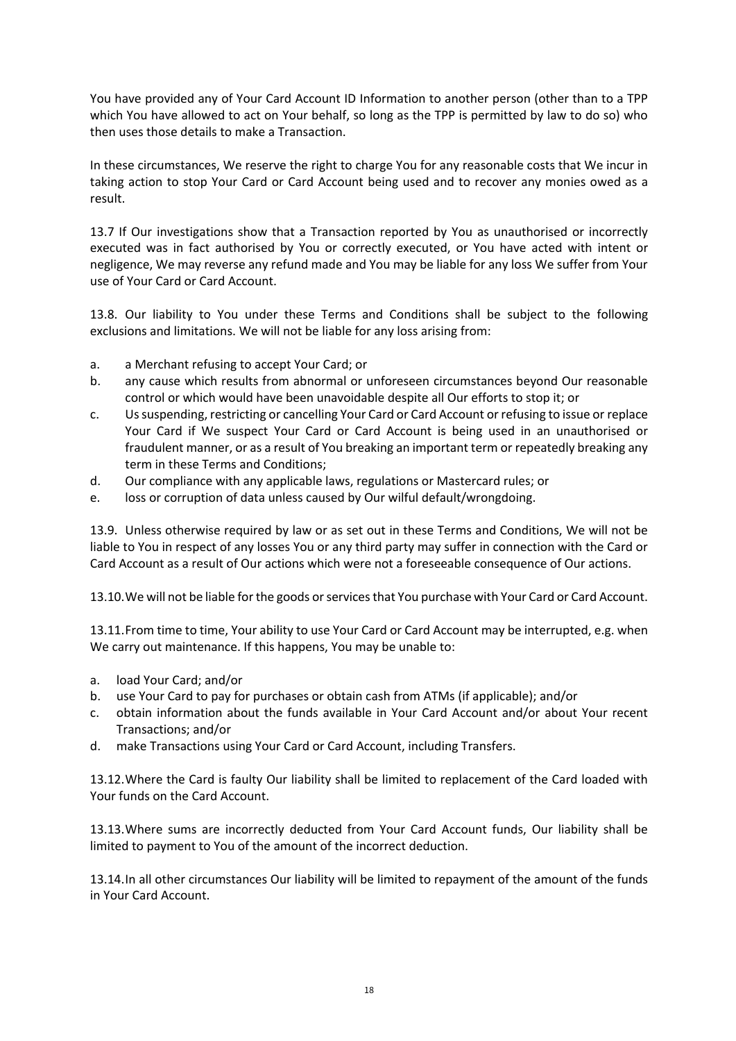You have provided any of Your Card Account ID Information to another person (other than to a TPP which You have allowed to act on Your behalf, so long as the TPP is permitted by law to do so) who then uses those details to make a Transaction.

In these circumstances, We reserve the right to charge You for any reasonable costs that We incur in taking action to stop Your Card or Card Account being used and to recover any monies owed as a result.

13.7 If Our investigations show that a Transaction reported by You as unauthorised or incorrectly executed was in fact authorised by You or correctly executed, or You have acted with intent or negligence, We may reverse any refund made and You may be liable for any loss We suffer from Your use of Your Card or Card Account.

13.8. Our liability to You under these Terms and Conditions shall be subject to the following exclusions and limitations. We will not be liable for any loss arising from:

a. a Merchant refusing to accept Your Card; or
b. any cause which results from abnormal or unforeseen circumstances beyond Our reasonable control or which would have been unavoidable despite all Our efforts to stop it; or
c. Us suspending, restricting or cancelling Your Card or Card Account or refusing to issue or replace Your Card if We suspect Your Card or Card Account is being used in an unauthorised or fraudulent manner, or as a result of You breaking an important term or repeatedly breaking any term in these Terms and Conditions;
d. Our compliance with any applicable laws, regulations or Mastercard rules; or
e. loss or corruption of data unless caused by Our wilful default/wrongdoing.

13.9. Unless otherwise required by law or as set out in these Terms and Conditions, We will not be liable to You in respect of any losses You or any third party may suffer in connection with the Card or Card Account as a result of Our actions which were not a foreseeable consequence of Our actions.

13.10. We will not be liable for the goods or services that You purchase with Your Card or Card Account.

13.11. From time to time, Your ability to use Your Card or Card Account may be interrupted, e.g. when We carry out maintenance. If this happens, You may be unable to:

a. load Your Card; and/or
b. use Your Card to pay for purchases or obtain cash from ATMs (if applicable); and/or
c. obtain information about the funds available in Your Card Account and/or about Your recent Transactions; and/or
d. make Transactions using Your Card or Card Account, including Transfers.

13.12. Where the Card is faulty Our liability shall be limited to replacement of the Card loaded with Your funds on the Card Account.

13.13. Where sums are incorrectly deducted from Your Card Account funds, Our liability shall be limited to payment to You of the amount of the incorrect deduction.

13.14. In all other circumstances Our liability will be limited to repayment of the amount of the funds in Your Card Account.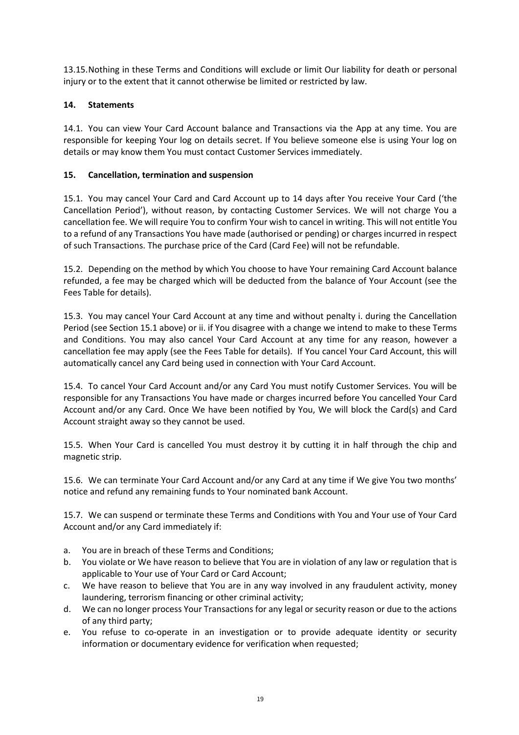13.15. Nothing in these Terms and Conditions will exclude or limit Our liability for death or personal injury or to the extent that it cannot otherwise be limited or restricted by law.

## 14. Statements

14.1. You can view Your Card Account balance and Transactions via the App at any time. You are responsible for keeping Your log on details secret. If You believe someone else is using Your log on details or may know them You must contact Customer Services immediately.

## 15. Cancellation, termination and suspension

15.1. You may cancel Your Card and Card Account up to 14 days after You receive Your Card ('the Cancellation Period'), without reason, by contacting Customer Services. We will not charge You a cancellation fee. We will require You to confirm Your wish to cancel in writing. This will not entitle You to a refund of any Transactions You have made (authorised or pending) or charges incurred in respect of such Transactions. The purchase price of the Card (Card Fee) will not be refundable.

15.2. Depending on the method by which You choose to have Your remaining Card Account balance refunded, a fee may be charged which will be deducted from the balance of Your Account (see the Fees Table for details).

15.3. You may cancel Your Card Account at any time and without penalty i. during the Cancellation Period (see Section 15.1 above) or ii. if You disagree with a change we intend to make to these Terms and Conditions. You may also cancel Your Card Account at any time for any reason, however a cancellation fee may apply (see the Fees Table for details). If You cancel Your Card Account, this will automatically cancel any Card being used in connection with Your Card Account.

15.4. To cancel Your Card Account and/or any Card You must notify Customer Services. You will be responsible for any Transactions You have made or charges incurred before You cancelled Your Card Account and/or any Card. Once We have been notified by You, We will block the Card(s) and Card Account straight away so they cannot be used.

15.5. When Your Card is cancelled You must destroy it by cutting it in half through the chip and magnetic strip.

15.6. We can terminate Your Card Account and/or any Card at any time if We give You two months' notice and refund any remaining funds to Your nominated bank Account.

15.7. We can suspend or terminate these Terms and Conditions with You and Your use of Your Card Account and/or any Card immediately if:

a. You are in breach of these Terms and Conditions;
b. You violate or We have reason to believe that You are in violation of any law or regulation that is applicable to Your use of Your Card or Card Account;
c. We have reason to believe that You are in any way involved in any fraudulent activity, money laundering, terrorism financing or other criminal activity;
d. We can no longer process Your Transactions for any legal or security reason or due to the actions of any third party;
e. You refuse to co-operate in an investigation or to provide adequate identity or security information or documentary evidence for verification when requested;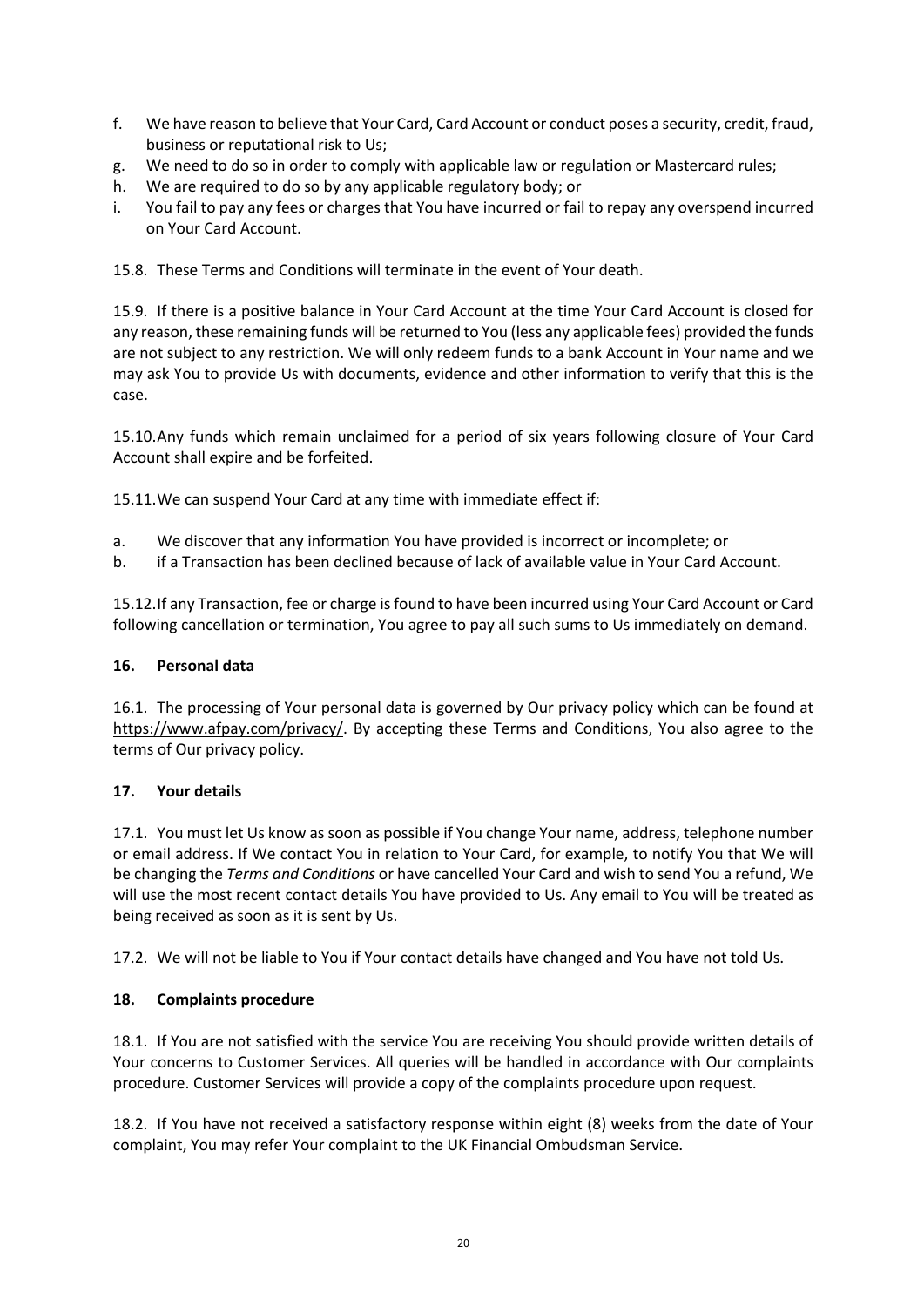f. We have reason to believe that Your Card, Card Account or conduct poses a security, credit, fraud, business or reputational risk to Us;
g. We need to do so in order to comply with applicable law or regulation or Mastercard rules;
h. We are required to do so by any applicable regulatory body; or
i. You fail to pay any fees or charges that You have incurred or fail to repay any overspend incurred on Your Card Account.

15.8. These Terms and Conditions will terminate in the event of Your death.

15.9. If there is a positive balance in Your Card Account at the time Your Card Account is closed for any reason, these remaining funds will be returned to You (less any applicable fees) provided the funds are not subject to any restriction. We will only redeem funds to a bank Account in Your name and we may ask You to provide Us with documents, evidence and other information to verify that this is the case.

15.10. Any funds which remain unclaimed for a period of six years following closure of Your Card Account shall expire and be forfeited.

15.11. We can suspend Your Card at any time with immediate effect if:

a. We discover that any information You have provided is incorrect or incomplete; or
b. if a Transaction has been declined because of lack of available value in Your Card Account.

15.12. If any Transaction, fee or charge is found to have been incurred using Your Card Account or Card following cancellation or termination, You agree to pay all such sums to Us immediately on demand.

## 16. Personal data

16.1. The processing of Your personal data is governed by Our privacy policy which can be found at https://www.afpay.com/privacy/. By accepting these Terms and Conditions, You also agree to the terms of Our privacy policy.

## 17. Your details

17.1. You must let Us know as soon as possible if You change Your name, address, telephone number or email address. If We contact You in relation to Your Card, for example, to notify You that We will be changing the *Terms and Conditions* or have cancelled Your Card and wish to send You a refund, We will use the most recent contact details You have provided to Us. Any email to You will be treated as being received as soon as it is sent by Us.

17.2. We will not be liable to You if Your contact details have changed and You have not told Us.

## 18. Complaints procedure

18.1. If You are not satisfied with the service You are receiving You should provide written details of Your concerns to Customer Services. All queries will be handled in accordance with Our complaints procedure. Customer Services will provide a copy of the complaints procedure upon request.

18.2. If You have not received a satisfactory response within eight (8) weeks from the date of Your complaint, You may refer Your complaint to the UK Financial Ombudsman Service.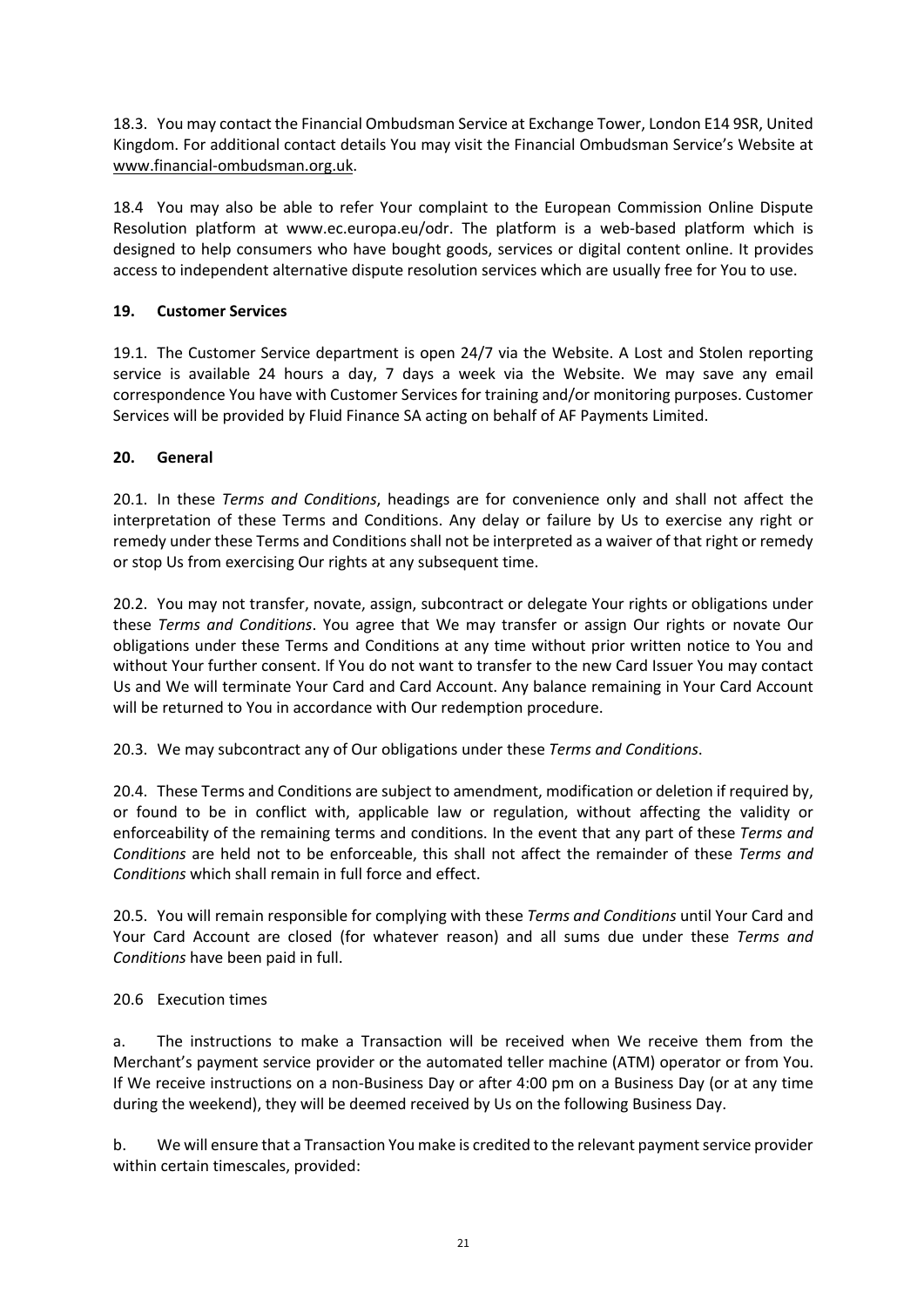18.3. You may contact the Financial Ombudsman Service at Exchange Tower, London E14 9SR, United Kingdom. For additional contact details You may visit the Financial Ombudsman Service's Website at www.financial-ombudsman.org.uk.

18.4 You may also be able to refer Your complaint to the European Commission Online Dispute Resolution platform at www.ec.europa.eu/odr. The platform is a web-based platform which is designed to help consumers who have bought goods, services or digital content online. It provides access to independent alternative dispute resolution services which are usually free for You to use.

## 19. Customer Services

19.1. The Customer Service department is open 24/7 via the Website. A Lost and Stolen reporting service is available 24 hours a day, 7 days a week via the Website. We may save any email correspondence You have with Customer Services for training and/or monitoring purposes. Customer Services will be provided by Fluid Finance SA acting on behalf of AF Payments Limited.

## 20. General

20.1. In these *Terms and Conditions*, headings are for convenience only and shall not affect the interpretation of these Terms and Conditions. Any delay or failure by Us to exercise any right or remedy under these Terms and Conditions shall not be interpreted as a waiver of that right or remedy or stop Us from exercising Our rights at any subsequent time.

20.2. You may not transfer, novate, assign, subcontract or delegate Your rights or obligations under these *Terms and Conditions*. You agree that We may transfer or assign Our rights or novate Our obligations under these Terms and Conditions at any time without prior written notice to You and without Your further consent. If You do not want to transfer to the new Card Issuer You may contact Us and We will terminate Your Card and Card Account. Any balance remaining in Your Card Account will be returned to You in accordance with Our redemption procedure.

20.3. We may subcontract any of Our obligations under these *Terms and Conditions*.

20.4. These Terms and Conditions are subject to amendment, modification or deletion if required by, or found to be in conflict with, applicable law or regulation, without affecting the validity or enforceability of the remaining terms and conditions. In the event that any part of these *Terms and Conditions* are held not to be enforceable, this shall not affect the remainder of these *Terms and Conditions* which shall remain in full force and effect.

20.5. You will remain responsible for complying with these *Terms and Conditions* until Your Card and Your Card Account are closed (for whatever reason) and all sums due under these *Terms and Conditions* have been paid in full.

20.6 Execution times

a. The instructions to make a Transaction will be received when We receive them from the Merchant's payment service provider or the automated teller machine (ATM) operator or from You. If We receive instructions on a non-Business Day or after 4:00 pm on a Business Day (or at any time during the weekend), they will be deemed received by Us on the following Business Day.

b. We will ensure that a Transaction You make is credited to the relevant payment service provider within certain timescales, provided: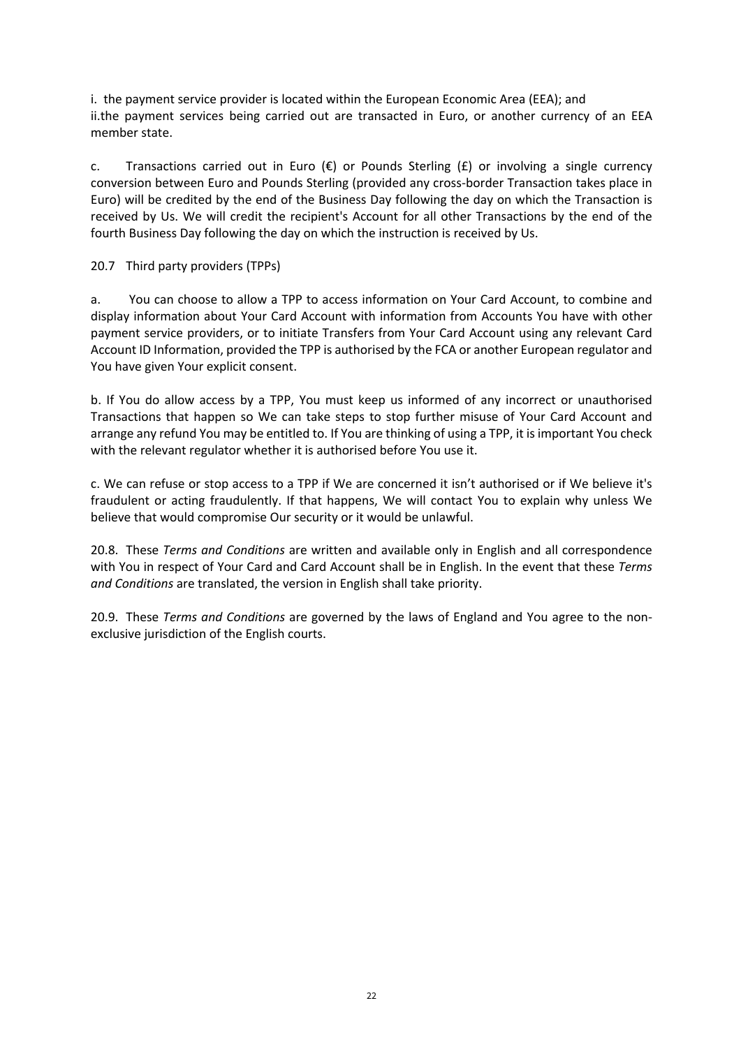i. the payment service provider is located within the European Economic Area (EEA); and
ii.the payment services being carried out are transacted in Euro, or another currency of an EEA member state.

c. Transactions carried out in Euro (€) or Pounds Sterling (£) or involving a single currency conversion between Euro and Pounds Sterling (provided any cross-border Transaction takes place in Euro) will be credited by the end of the Business Day following the day on which the Transaction is received by Us. We will credit the recipient's Account for all other Transactions by the end of the fourth Business Day following the day on which the instruction is received by Us.

20.7 Third party providers (TPPs)

a. You can choose to allow a TPP to access information on Your Card Account, to combine and display information about Your Card Account with information from Accounts You have with other payment service providers, or to initiate Transfers from Your Card Account using any relevant Card Account ID Information, provided the TPP is authorised by the FCA or another European regulator and You have given Your explicit consent.

b. If You do allow access by a TPP, You must keep us informed of any incorrect or unauthorised Transactions that happen so We can take steps to stop further misuse of Your Card Account and arrange any refund You may be entitled to. If You are thinking of using a TPP, it is important You check with the relevant regulator whether it is authorised before You use it.

c. We can refuse or stop access to a TPP if We are concerned it isn't authorised or if We believe it's fraudulent or acting fraudulently. If that happens, We will contact You to explain why unless We believe that would compromise Our security or it would be unlawful.

20.8. These *Terms and Conditions* are written and available only in English and all correspondence with You in respect of Your Card and Card Account shall be in English. In the event that these *Terms and Conditions* are translated, the version in English shall take priority.

20.9. These *Terms and Conditions* are governed by the laws of England and You agree to the non-exclusive jurisdiction of the English courts.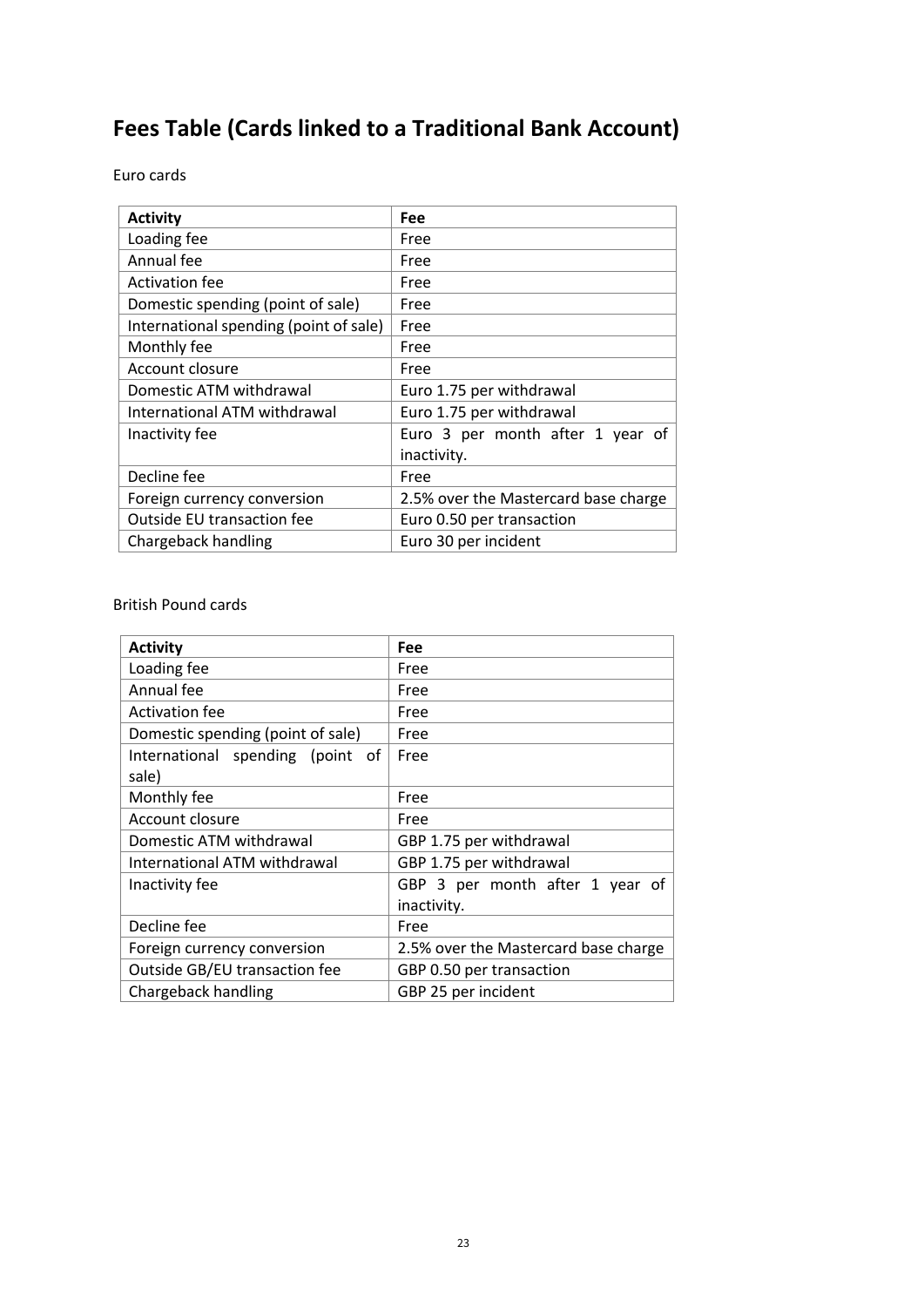# Fees Table (Cards linked to a Traditional Bank Account)

Euro cards

| Activity | Fee |
|---|---|
| Loading fee | Free |
| Annual fee | Free |
| Activation fee | Free |
| Domestic spending (point of sale) | Free |
| International spending (point of sale) | Free |
| Monthly fee | Free |
| Account closure | Free |
| Domestic ATM withdrawal | Euro 1.75 per withdrawal |
| International ATM withdrawal | Euro 1.75 per withdrawal |
| Inactivity fee | Euro 3 per month after 1 year of inactivity. |
| Decline fee | Free |
| Foreign currency conversion | 2.5% over the Mastercard base charge |
| Outside EU transaction fee | Euro 0.50 per transaction |
| Chargeback handling | Euro 30 per incident |

British Pound cards

| Activity | Fee |
|---|---|
| Loading fee | Free |
| Annual fee | Free |
| Activation fee | Free |
| Domestic spending (point of sale) | Free |
| International spending (point of sale) | Free |
| Monthly fee | Free |
| Account closure | Free |
| Domestic ATM withdrawal | GBP 1.75 per withdrawal |
| International ATM withdrawal | GBP 1.75 per withdrawal |
| Inactivity fee | GBP 3 per month after 1 year of inactivity. |
| Decline fee | Free |
| Foreign currency conversion | 2.5% over the Mastercard base charge |
| Outside GB/EU transaction fee | GBP 0.50 per transaction |
| Chargeback handling | GBP 25 per incident |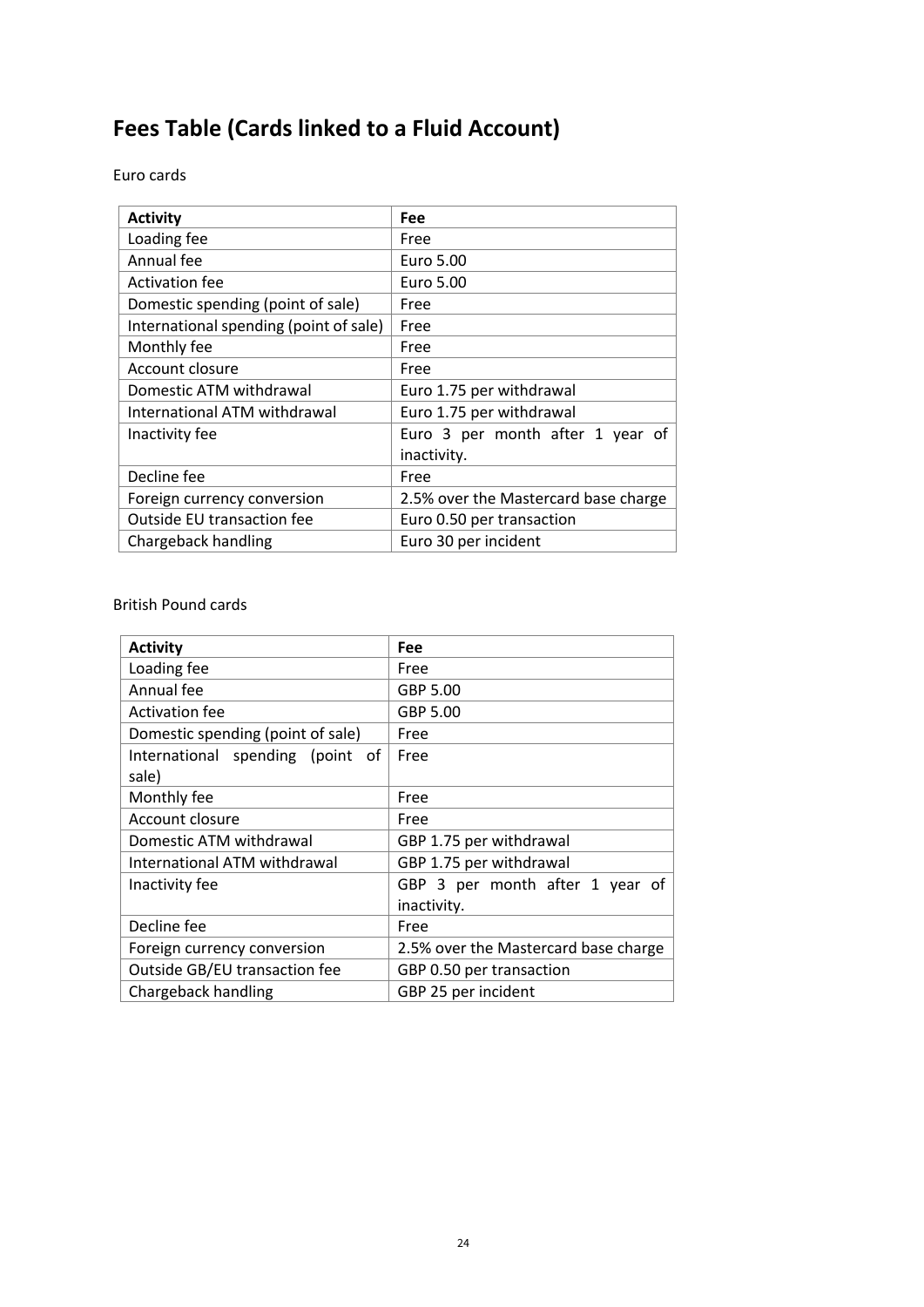## Fees Table (Cards linked to a Fluid Account)

Euro cards

| **Activity** | **Fee** |
|---|---|
| Loading fee | Free |
| Annual fee | Euro 5.00 |
| Activation fee | Euro 5.00 |
| Domestic spending (point of sale) | Free |
| International spending (point of sale) | Free |
| Monthly fee | Free |
| Account closure | Free |
| Domestic ATM withdrawal | Euro 1.75 per withdrawal |
| International ATM withdrawal | Euro 1.75 per withdrawal |
| Inactivity fee | Euro 3 per month after 1 year of inactivity. |
| Decline fee | Free |
| Foreign currency conversion | 2.5% over the Mastercard base charge |
| Outside EU transaction fee | Euro 0.50 per transaction |
| Chargeback handling | Euro 30 per incident |

British Pound cards

| **Activity** | **Fee** |
|---|---|
| Loading fee | Free |
| Annual fee | GBP 5.00 |
| Activation fee | GBP 5.00 |
| Domestic spending (point of sale) | Free |
| International spending (point of sale) | Free |
| Monthly fee | Free |
| Account closure | Free |
| Domestic ATM withdrawal | GBP 1.75 per withdrawal |
| International ATM withdrawal | GBP 1.75 per withdrawal |
| Inactivity fee | GBP 3 per month after 1 year of inactivity. |
| Decline fee | Free |
| Foreign currency conversion | 2.5% over the Mastercard base charge |
| Outside GB/EU transaction fee | GBP 0.50 per transaction |
| Chargeback handling | GBP 25 per incident |